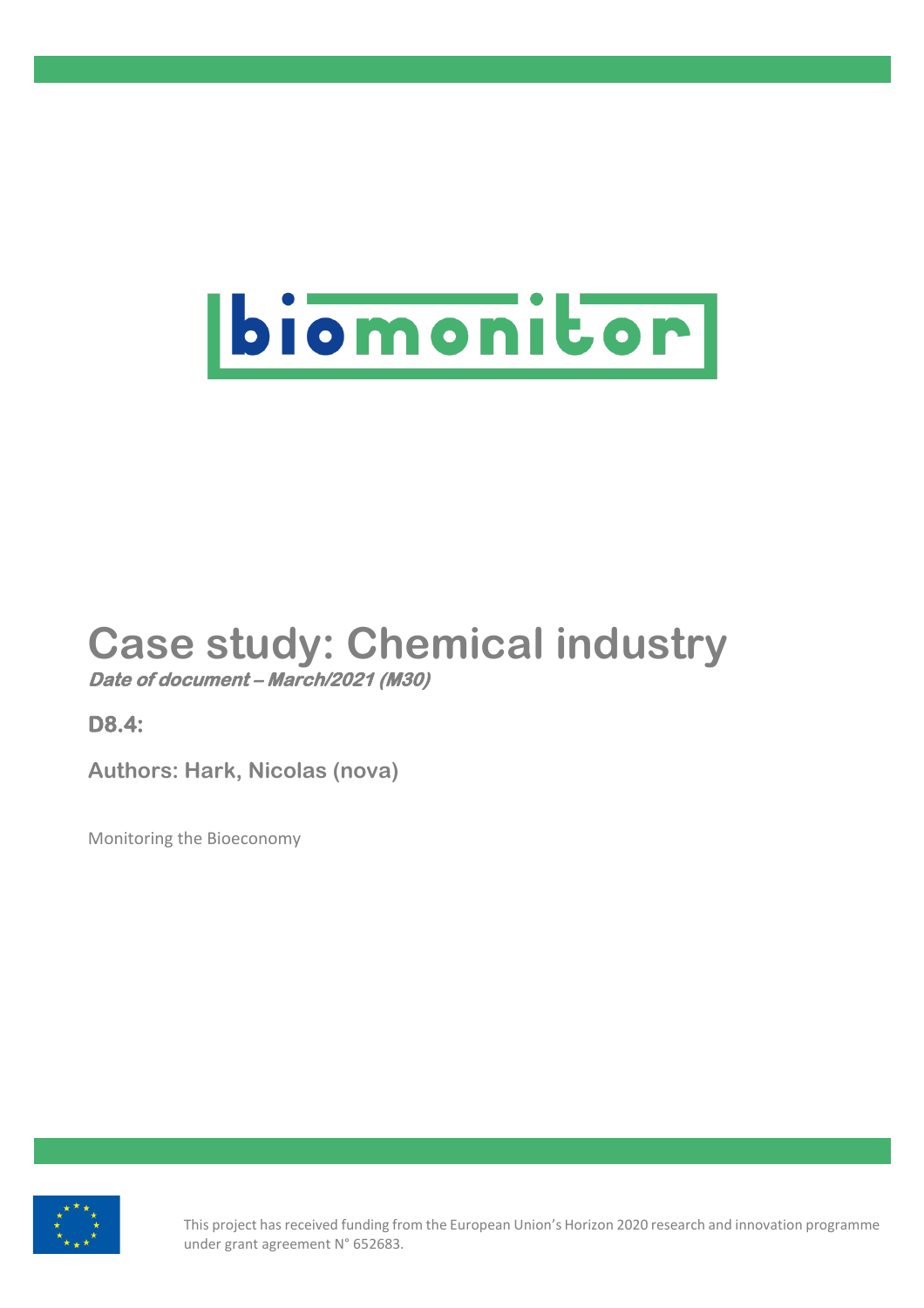biomonitor

# Case study: Chemical industry

***Date of document – March/2021 (M30)***

**D8.4:**

**Authors: Hark, Nicolas (nova)**

Monitoring the Bioeconomy

This project has received funding from the European Union's Horizon 2020 research and innovation programme under grant agreement N° 652683.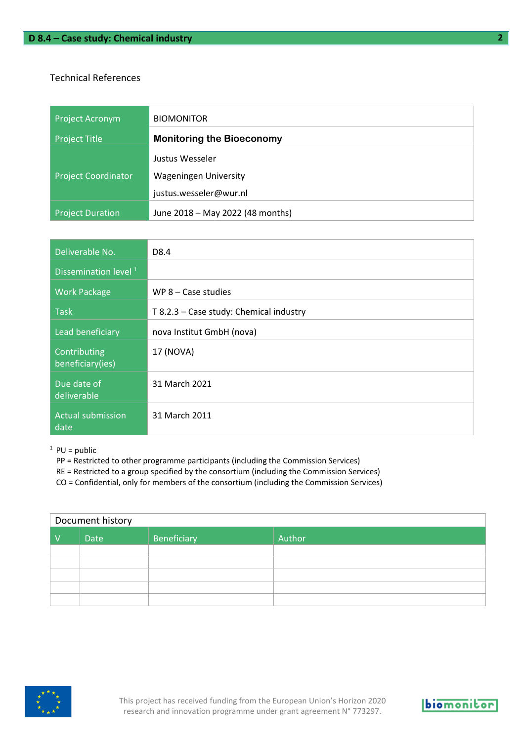Technical References

| Project Acronym | BIOMONITOR |
|---|---|
| Project Title | **Monitoring the Bioeconomy** |
| Project Coordinator | Justus Wesseler<br>Wageningen University<br>justus.wesseler@wur.nl |
| Project Duration | June 2018 – May 2022 (48 months) |

| Deliverable No. | D8.4 |
|---|---|
| Dissemination level [1] | |
| Work Package | WP 8 – Case studies |
| Task | T 8.2.3 – Case study: Chemical industry |
| Lead beneficiary | nova Institut GmbH (nova) |
| Contributing beneficiary(ies) | 17 (NOVA) |
| Due date of deliverable | 31 March 2021 |
| Actual submission date | 31 March 2011 |

[1] PU = public
PP = Restricted to other programme participants (including the Commission Services)
RE = Restricted to a group specified by the consortium (including the Commission Services)
CO = Confidential, only for members of the consortium (including the Commission Services)

Document history

| V | Date | Beneficiary | Author |
|---|---|---|---|
| | | | |
| | | | |
| | | | |
| | | | |
| | | | |

This project has received funding from the European Union's Horizon 2020 research and innovation programme under grant agreement N° 773297.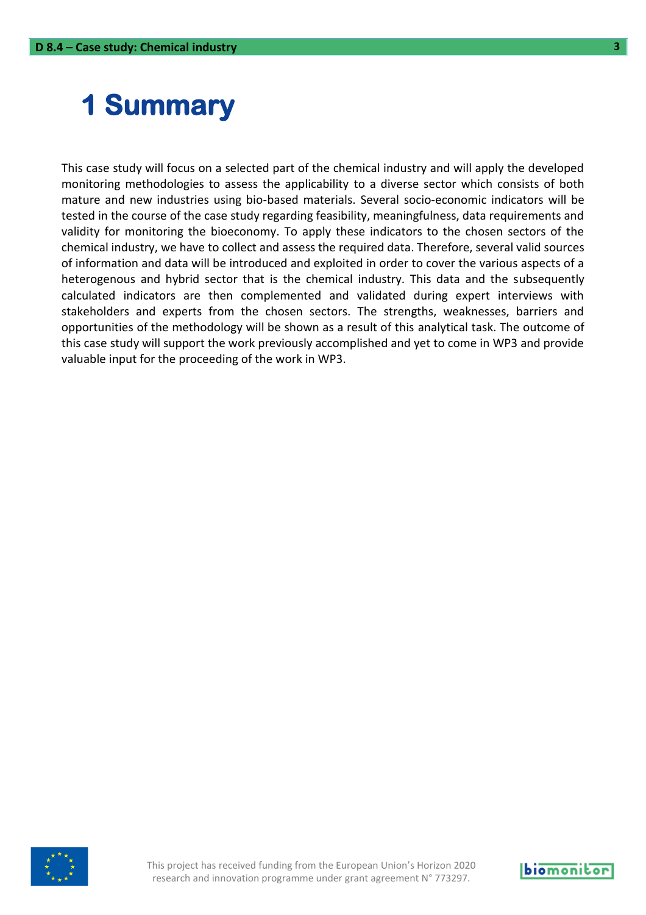# 1 Summary

This case study will focus on a selected part of the chemical industry and will apply the developed monitoring methodologies to assess the applicability to a diverse sector which consists of both mature and new industries using bio-based materials. Several socio-economic indicators will be tested in the course of the case study regarding feasibility, meaningfulness, data requirements and validity for monitoring the bioeconomy. To apply these indicators to the chosen sectors of the chemical industry, we have to collect and assess the required data. Therefore, several valid sources of information and data will be introduced and exploited in order to cover the various aspects of a heterogenous and hybrid sector that is the chemical industry. This data and the subsequently calculated indicators are then complemented and validated during expert interviews with stakeholders and experts from the chosen sectors. The strengths, weaknesses, barriers and opportunities of the methodology will be shown as a result of this analytical task. The outcome of this case study will support the work previously accomplished and yet to come in WP3 and provide valuable input for the proceeding of the work in WP3.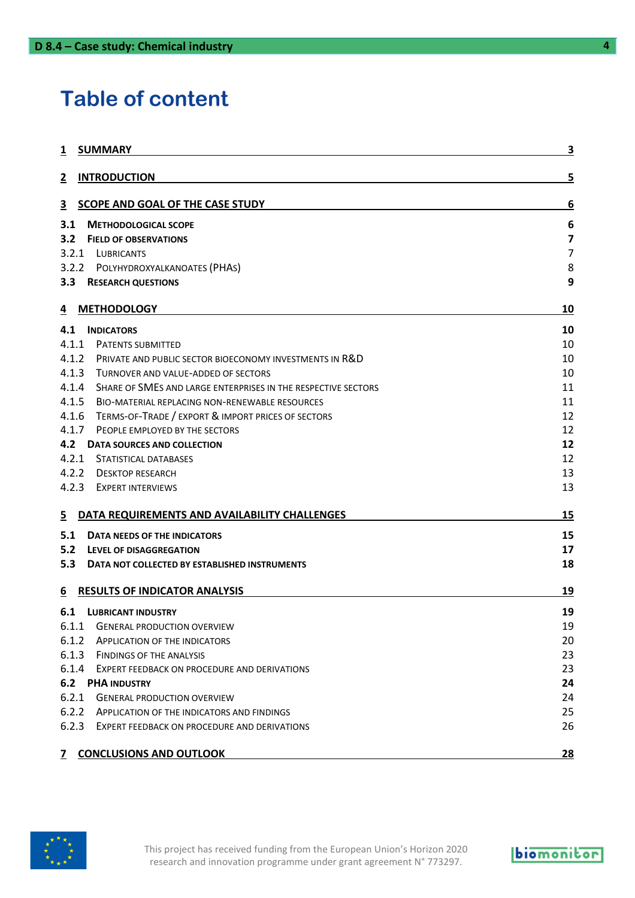# Table of content

| | | |
|---|---|---|
| **1** | **SUMMARY** | **3** |
| **2** | **INTRODUCTION** | **5** |
| **3** | **SCOPE AND GOAL OF THE CASE STUDY** | **6** |
| **3.1** | **METHODOLOGICAL SCOPE** | **6** |
| **3.2** | **FIELD OF OBSERVATIONS** | **7** |
| 3.2.1 | LUBRICANTS | 7 |
| 3.2.2 | POLYHYDROXYALKANOATES (PHAS) | 8 |
| **3.3** | **RESEARCH QUESTIONS** | **9** |
| **4** | **METHODOLOGY** | **10** |
| **4.1** | **INDICATORS** | **10** |
| 4.1.1 | PATENTS SUBMITTED | 10 |
| 4.1.2 | PRIVATE AND PUBLIC SECTOR BIOECONOMY INVESTMENTS IN R&D | 10 |
| 4.1.3 | TURNOVER AND VALUE-ADDED OF SECTORS | 10 |
| 4.1.4 | SHARE OF SMES AND LARGE ENTERPRISES IN THE RESPECTIVE SECTORS | 11 |
| 4.1.5 | BIO-MATERIAL REPLACING NON-RENEWABLE RESOURCES | 11 |
| 4.1.6 | TERMS-OF-TRADE / EXPORT & IMPORT PRICES OF SECTORS | 12 |
| 4.1.7 | PEOPLE EMPLOYED BY THE SECTORS | 12 |
| **4.2** | **DATA SOURCES AND COLLECTION** | **12** |
| 4.2.1 | STATISTICAL DATABASES | 12 |
| 4.2.2 | DESKTOP RESEARCH | 13 |
| 4.2.3 | EXPERT INTERVIEWS | 13 |
| **5** | **DATA REQUIREMENTS AND AVAILABILITY CHALLENGES** | **15** |
| **5.1** | **DATA NEEDS OF THE INDICATORS** | **15** |
| **5.2** | **LEVEL OF DISAGGREGATION** | **17** |
| **5.3** | **DATA NOT COLLECTED BY ESTABLISHED INSTRUMENTS** | **18** |
| **6** | **RESULTS OF INDICATOR ANALYSIS** | **19** |
| **6.1** | **LUBRICANT INDUSTRY** | **19** |
| 6.1.1 | GENERAL PRODUCTION OVERVIEW | 19 |
| 6.1.2 | APPLICATION OF THE INDICATORS | 20 |
| 6.1.3 | FINDINGS OF THE ANALYSIS | 23 |
| 6.1.4 | EXPERT FEEDBACK ON PROCEDURE AND DERIVATIONS | 23 |
| **6.2** | **PHA INDUSTRY** | **24** |
| 6.2.1 | GENERAL PRODUCTION OVERVIEW | 24 |
| 6.2.2 | APPLICATION OF THE INDICATORS AND FINDINGS | 25 |
| 6.2.3 | EXPERT FEEDBACK ON PROCEDURE AND DERIVATIONS | 26 |
| **7** | **CONCLUSIONS AND OUTLOOK** | **28** |

This project has received funding from the European Union's Horizon 2020 research and innovation programme under grant agreement N° 773297.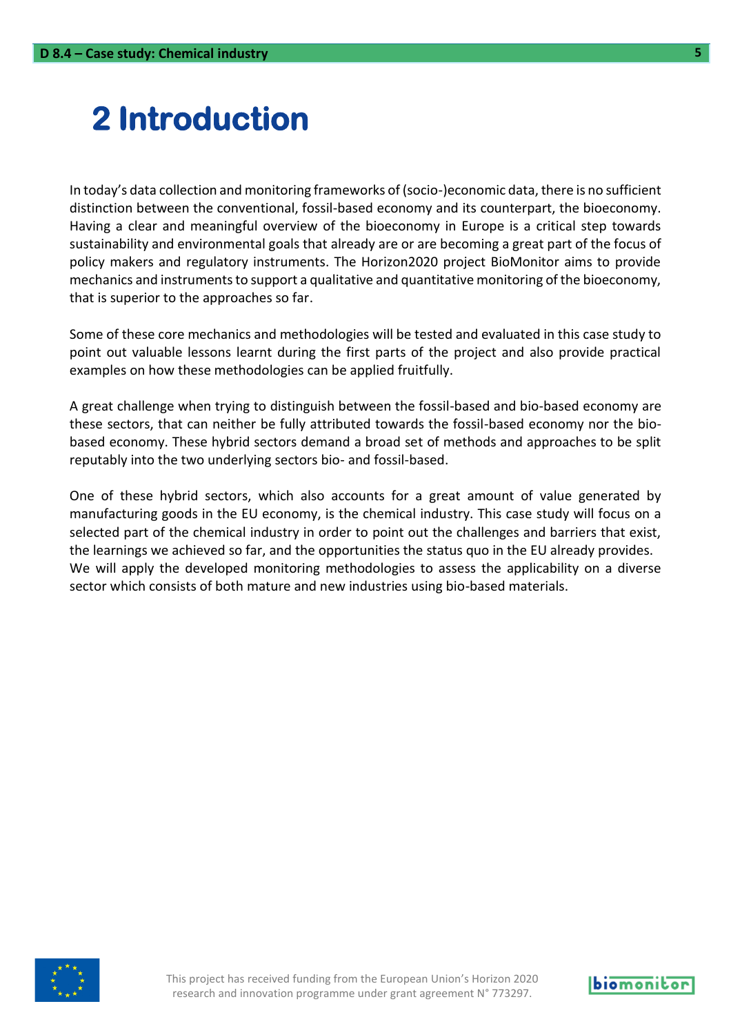# 2 Introduction

In today's data collection and monitoring frameworks of (socio-)economic data, there is no sufficient distinction between the conventional, fossil-based economy and its counterpart, the bioeconomy. Having a clear and meaningful overview of the bioeconomy in Europe is a critical step towards sustainability and environmental goals that already are or are becoming a great part of the focus of policy makers and regulatory instruments. The Horizon2020 project BioMonitor aims to provide mechanics and instruments to support a qualitative and quantitative monitoring of the bioeconomy, that is superior to the approaches so far.

Some of these core mechanics and methodologies will be tested and evaluated in this case study to point out valuable lessons learnt during the first parts of the project and also provide practical examples on how these methodologies can be applied fruitfully.

A great challenge when trying to distinguish between the fossil-based and bio-based economy are these sectors, that can neither be fully attributed towards the fossil-based economy nor the bio-based economy. These hybrid sectors demand a broad set of methods and approaches to be split reputably into the two underlying sectors bio- and fossil-based.

One of these hybrid sectors, which also accounts for a great amount of value generated by manufacturing goods in the EU economy, is the chemical industry. This case study will focus on a selected part of the chemical industry in order to point out the challenges and barriers that exist, the learnings we achieved so far, and the opportunities the status quo in the EU already provides. We will apply the developed monitoring methodologies to assess the applicability on a diverse sector which consists of both mature and new industries using bio-based materials.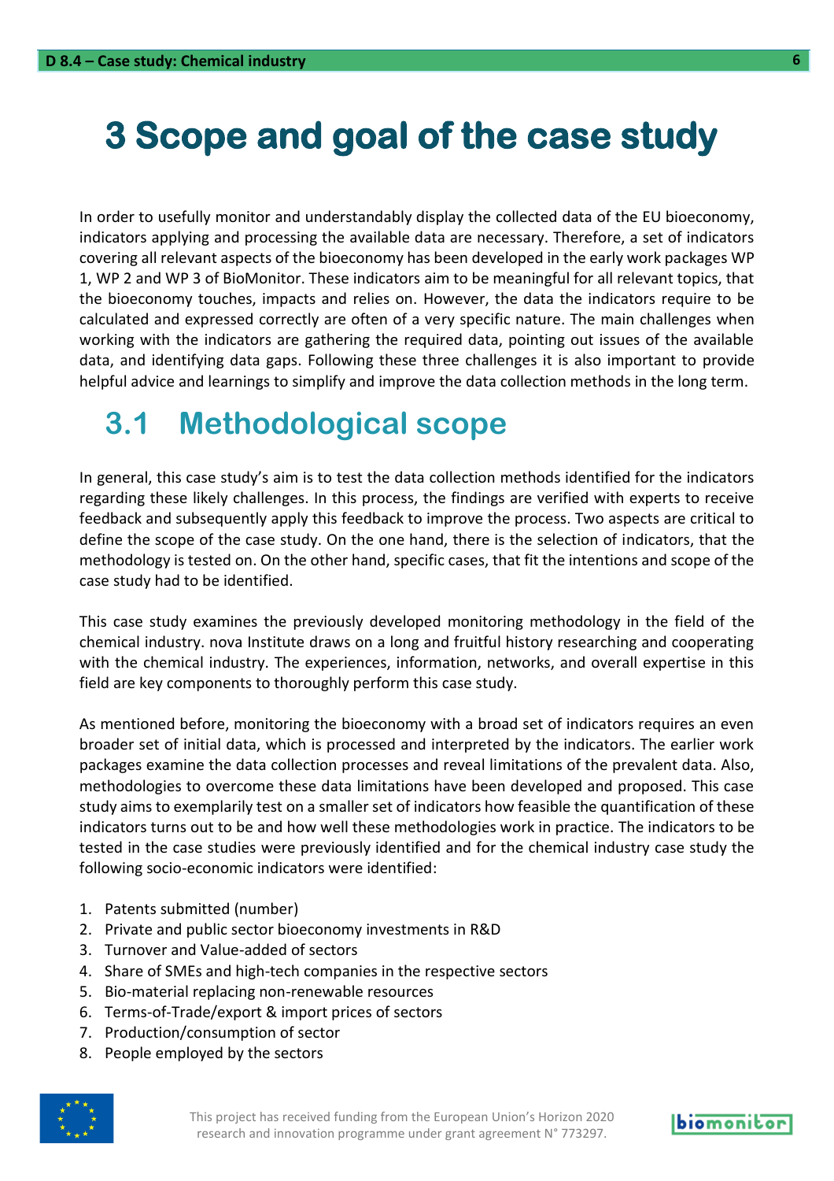# 3 Scope and goal of the case study

In order to usefully monitor and understandably display the collected data of the EU bioeconomy, indicators applying and processing the available data are necessary. Therefore, a set of indicators covering all relevant aspects of the bioeconomy has been developed in the early work packages WP 1, WP 2 and WP 3 of BioMonitor. These indicators aim to be meaningful for all relevant topics, that the bioeconomy touches, impacts and relies on. However, the data the indicators require to be calculated and expressed correctly are often of a very specific nature. The main challenges when working with the indicators are gathering the required data, pointing out issues of the available data, and identifying data gaps. Following these three challenges it is also important to provide helpful advice and learnings to simplify and improve the data collection methods in the long term.

## 3.1 Methodological scope

In general, this case study's aim is to test the data collection methods identified for the indicators regarding these likely challenges. In this process, the findings are verified with experts to receive feedback and subsequently apply this feedback to improve the process. Two aspects are critical to define the scope of the case study. On the one hand, there is the selection of indicators, that the methodology is tested on. On the other hand, specific cases, that fit the intentions and scope of the case study had to be identified.

This case study examines the previously developed monitoring methodology in the field of the chemical industry. nova Institute draws on a long and fruitful history researching and cooperating with the chemical industry. The experiences, information, networks, and overall expertise in this field are key components to thoroughly perform this case study.

As mentioned before, monitoring the bioeconomy with a broad set of indicators requires an even broader set of initial data, which is processed and interpreted by the indicators. The earlier work packages examine the data collection processes and reveal limitations of the prevalent data. Also, methodologies to overcome these data limitations have been developed and proposed. This case study aims to exemplarily test on a smaller set of indicators how feasible the quantification of these indicators turns out to be and how well these methodologies work in practice. The indicators to be tested in the case studies were previously identified and for the chemical industry case study the following socio-economic indicators were identified:

1. Patents submitted (number)
2. Private and public sector bioeconomy investments in R&D
3. Turnover and Value-added of sectors
4. Share of SMEs and high-tech companies in the respective sectors
5. Bio-material replacing non-renewable resources
6. Terms-of-Trade/export & import prices of sectors
7. Production/consumption of sector
8. People employed by the sectors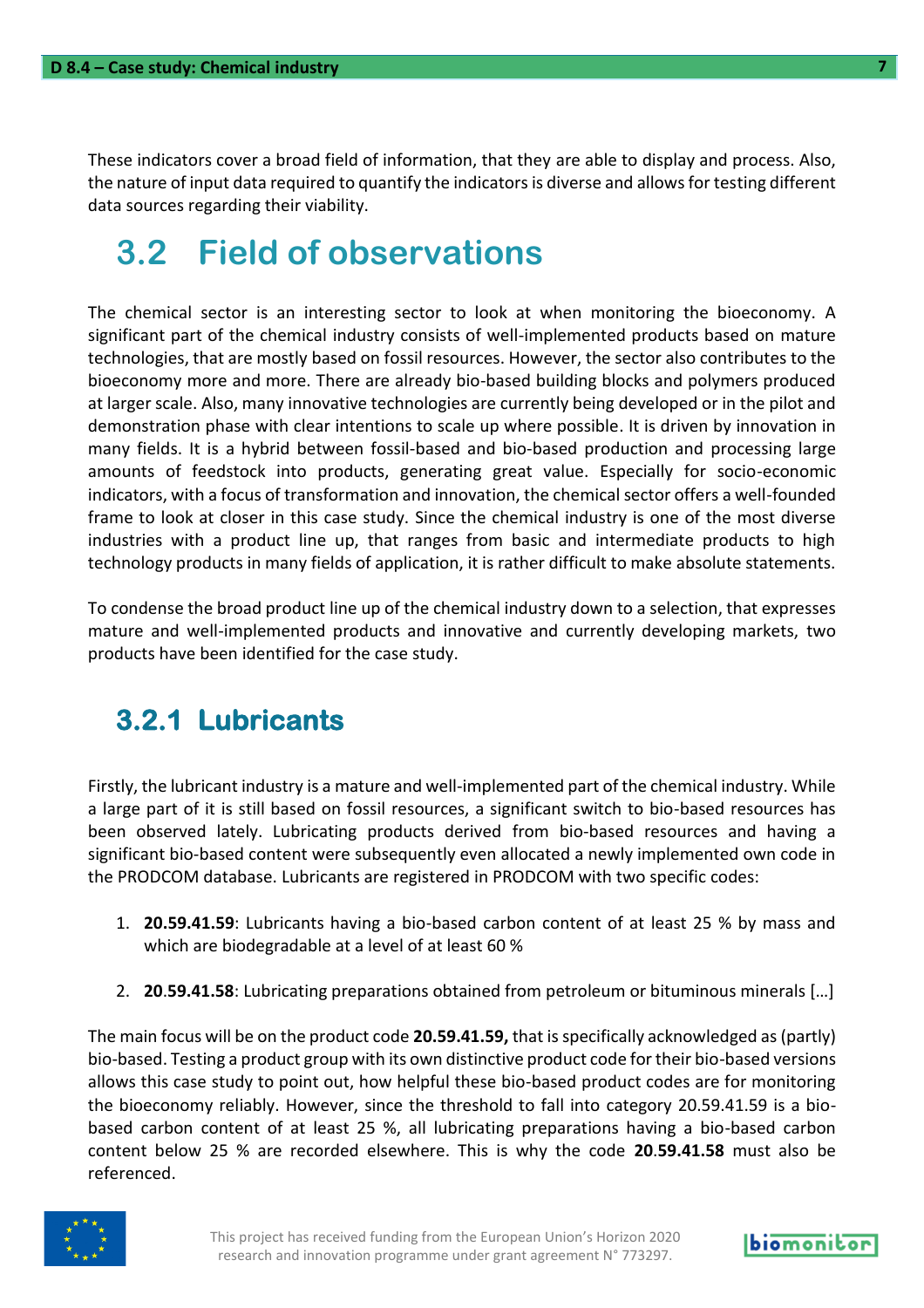These indicators cover a broad field of information, that they are able to display and process. Also, the nature of input data required to quantify the indicators is diverse and allows for testing different data sources regarding their viability.

## 3.2 Field of observations

The chemical sector is an interesting sector to look at when monitoring the bioeconomy. A significant part of the chemical industry consists of well-implemented products based on mature technologies, that are mostly based on fossil resources. However, the sector also contributes to the bioeconomy more and more. There are already bio-based building blocks and polymers produced at larger scale. Also, many innovative technologies are currently being developed or in the pilot and demonstration phase with clear intentions to scale up where possible. It is driven by innovation in many fields. It is a hybrid between fossil-based and bio-based production and processing large amounts of feedstock into products, generating great value. Especially for socio-economic indicators, with a focus of transformation and innovation, the chemical sector offers a well-founded frame to look at closer in this case study. Since the chemical industry is one of the most diverse industries with a product line up, that ranges from basic and intermediate products to high technology products in many fields of application, it is rather difficult to make absolute statements.

To condense the broad product line up of the chemical industry down to a selection, that expresses mature and well-implemented products and innovative and currently developing markets, two products have been identified for the case study.

### 3.2.1 Lubricants

Firstly, the lubricant industry is a mature and well-implemented part of the chemical industry. While a large part of it is still based on fossil resources, a significant switch to bio-based resources has been observed lately. Lubricating products derived from bio-based resources and having a significant bio-based content were subsequently even allocated a newly implemented own code in the PRODCOM database. Lubricants are registered in PRODCOM with two specific codes:

1. **20.59.41.59**: Lubricants having a bio-based carbon content of at least 25 % by mass and which are biodegradable at a level of at least 60 %

2. **20.59.41.58**: Lubricating preparations obtained from petroleum or bituminous minerals […]

The main focus will be on the product code **20.59.41.59,** that is specifically acknowledged as (partly) bio-based. Testing a product group with its own distinctive product code for their bio-based versions allows this case study to point out, how helpful these bio-based product codes are for monitoring the bioeconomy reliably. However, since the threshold to fall into category 20.59.41.59 is a bio-based carbon content of at least 25 %, all lubricating preparations having a bio-based carbon content below 25 % are recorded elsewhere. This is why the code **20.59.41.58** must also be referenced.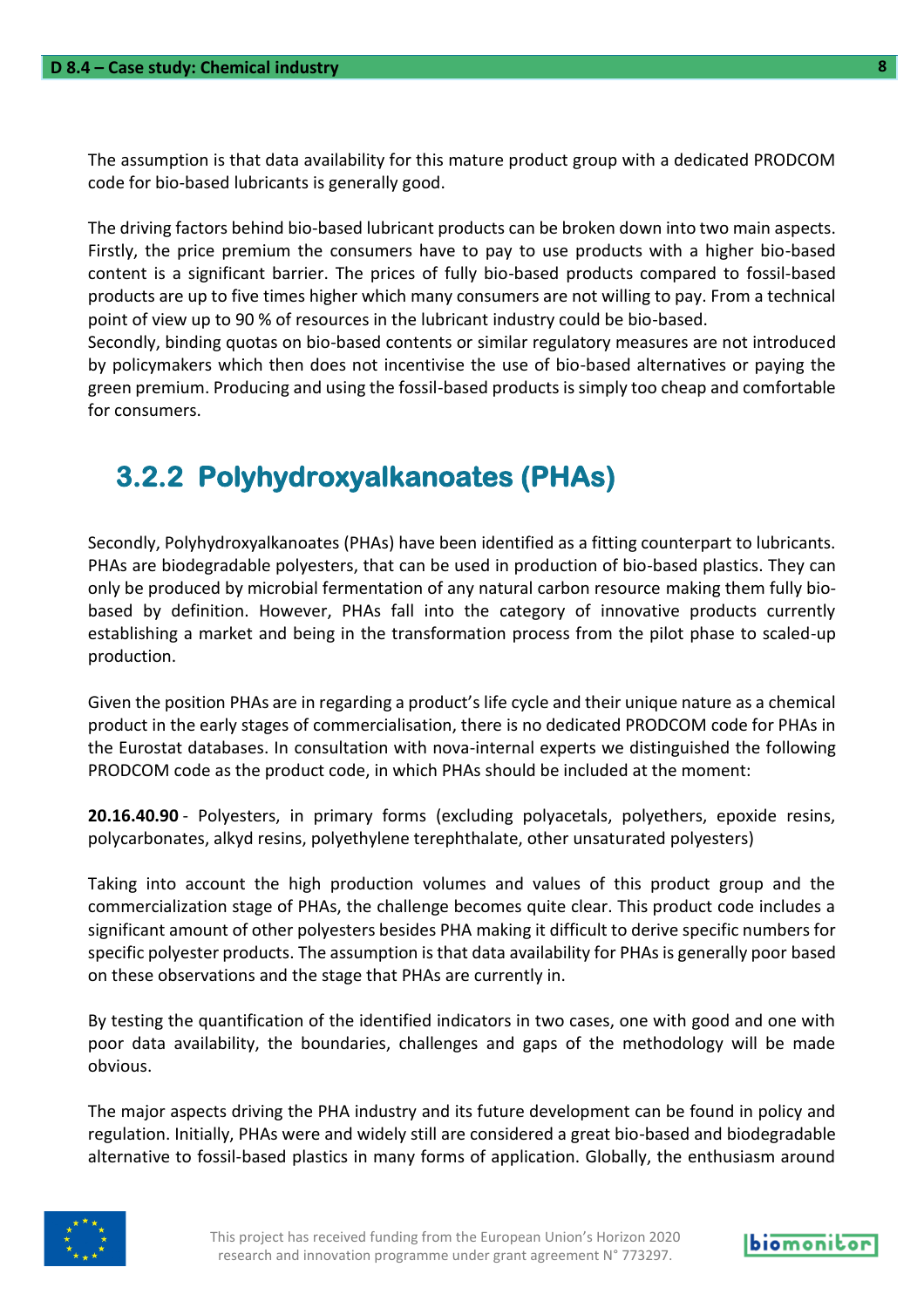The assumption is that data availability for this mature product group with a dedicated PRODCOM code for bio-based lubricants is generally good.

The driving factors behind bio-based lubricant products can be broken down into two main aspects. Firstly, the price premium the consumers have to pay to use products with a higher bio-based content is a significant barrier. The prices of fully bio-based products compared to fossil-based products are up to five times higher which many consumers are not willing to pay. From a technical point of view up to 90 % of resources in the lubricant industry could be bio-based.
Secondly, binding quotas on bio-based contents or similar regulatory measures are not introduced by policymakers which then does not incentivise the use of bio-based alternatives or paying the green premium. Producing and using the fossil-based products is simply too cheap and comfortable for consumers.

### 3.2.2 Polyhydroxyalkanoates (PHAs)

Secondly, Polyhydroxyalkanoates (PHAs) have been identified as a fitting counterpart to lubricants. PHAs are biodegradable polyesters, that can be used in production of bio-based plastics. They can only be produced by microbial fermentation of any natural carbon resource making them fully bio-based by definition. However, PHAs fall into the category of innovative products currently establishing a market and being in the transformation process from the pilot phase to scaled-up production.

Given the position PHAs are in regarding a product's life cycle and their unique nature as a chemical product in the early stages of commercialisation, there is no dedicated PRODCOM code for PHAs in the Eurostat databases. In consultation with nova-internal experts we distinguished the following PRODCOM code as the product code, in which PHAs should be included at the moment:

**20.16.40.90** - Polyesters, in primary forms (excluding polyacetals, polyethers, epoxide resins, polycarbonates, alkyd resins, polyethylene terephthalate, other unsaturated polyesters)

Taking into account the high production volumes and values of this product group and the commercialization stage of PHAs, the challenge becomes quite clear. This product code includes a significant amount of other polyesters besides PHA making it difficult to derive specific numbers for specific polyester products. The assumption is that data availability for PHAs is generally poor based on these observations and the stage that PHAs are currently in.

By testing the quantification of the identified indicators in two cases, one with good and one with poor data availability, the boundaries, challenges and gaps of the methodology will be made obvious.

The major aspects driving the PHA industry and its future development can be found in policy and regulation. Initially, PHAs were and widely still are considered a great bio-based and biodegradable alternative to fossil-based plastics in many forms of application. Globally, the enthusiasm around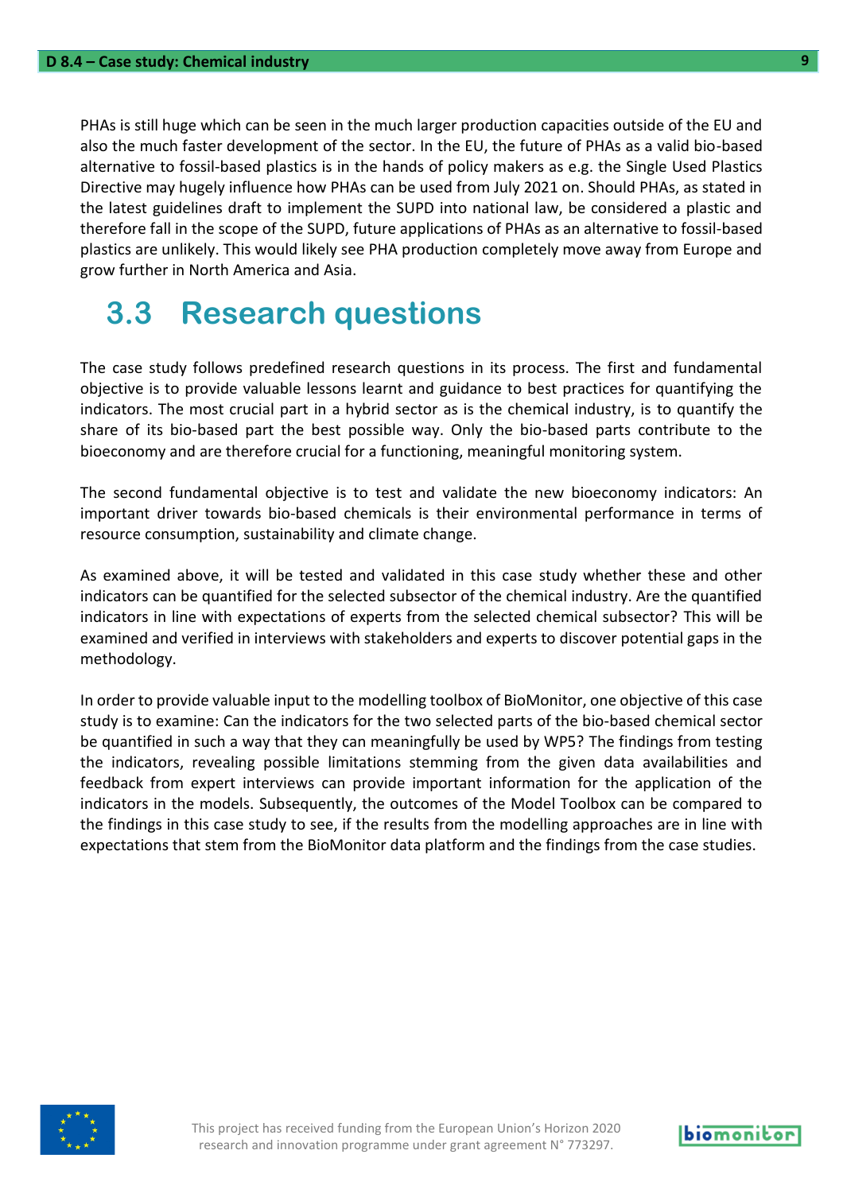PHAs is still huge which can be seen in the much larger production capacities outside of the EU and also the much faster development of the sector. In the EU, the future of PHAs as a valid bio-based alternative to fossil-based plastics is in the hands of policy makers as e.g. the Single Used Plastics Directive may hugely influence how PHAs can be used from July 2021 on. Should PHAs, as stated in the latest guidelines draft to implement the SUPD into national law, be considered a plastic and therefore fall in the scope of the SUPD, future applications of PHAs as an alternative to fossil-based plastics are unlikely. This would likely see PHA production completely move away from Europe and grow further in North America and Asia.

## 3.3 Research questions

The case study follows predefined research questions in its process. The first and fundamental objective is to provide valuable lessons learnt and guidance to best practices for quantifying the indicators. The most crucial part in a hybrid sector as is the chemical industry, is to quantify the share of its bio-based part the best possible way. Only the bio-based parts contribute to the bioeconomy and are therefore crucial for a functioning, meaningful monitoring system.

The second fundamental objective is to test and validate the new bioeconomy indicators: An important driver towards bio-based chemicals is their environmental performance in terms of resource consumption, sustainability and climate change.

As examined above, it will be tested and validated in this case study whether these and other indicators can be quantified for the selected subsector of the chemical industry. Are the quantified indicators in line with expectations of experts from the selected chemical subsector? This will be examined and verified in interviews with stakeholders and experts to discover potential gaps in the methodology.

In order to provide valuable input to the modelling toolbox of BioMonitor, one objective of this case study is to examine: Can the indicators for the two selected parts of the bio-based chemical sector be quantified in such a way that they can meaningfully be used by WP5? The findings from testing the indicators, revealing possible limitations stemming from the given data availabilities and feedback from expert interviews can provide important information for the application of the indicators in the models. Subsequently, the outcomes of the Model Toolbox can be compared to the findings in this case study to see, if the results from the modelling approaches are in line with expectations that stem from the BioMonitor data platform and the findings from the case studies.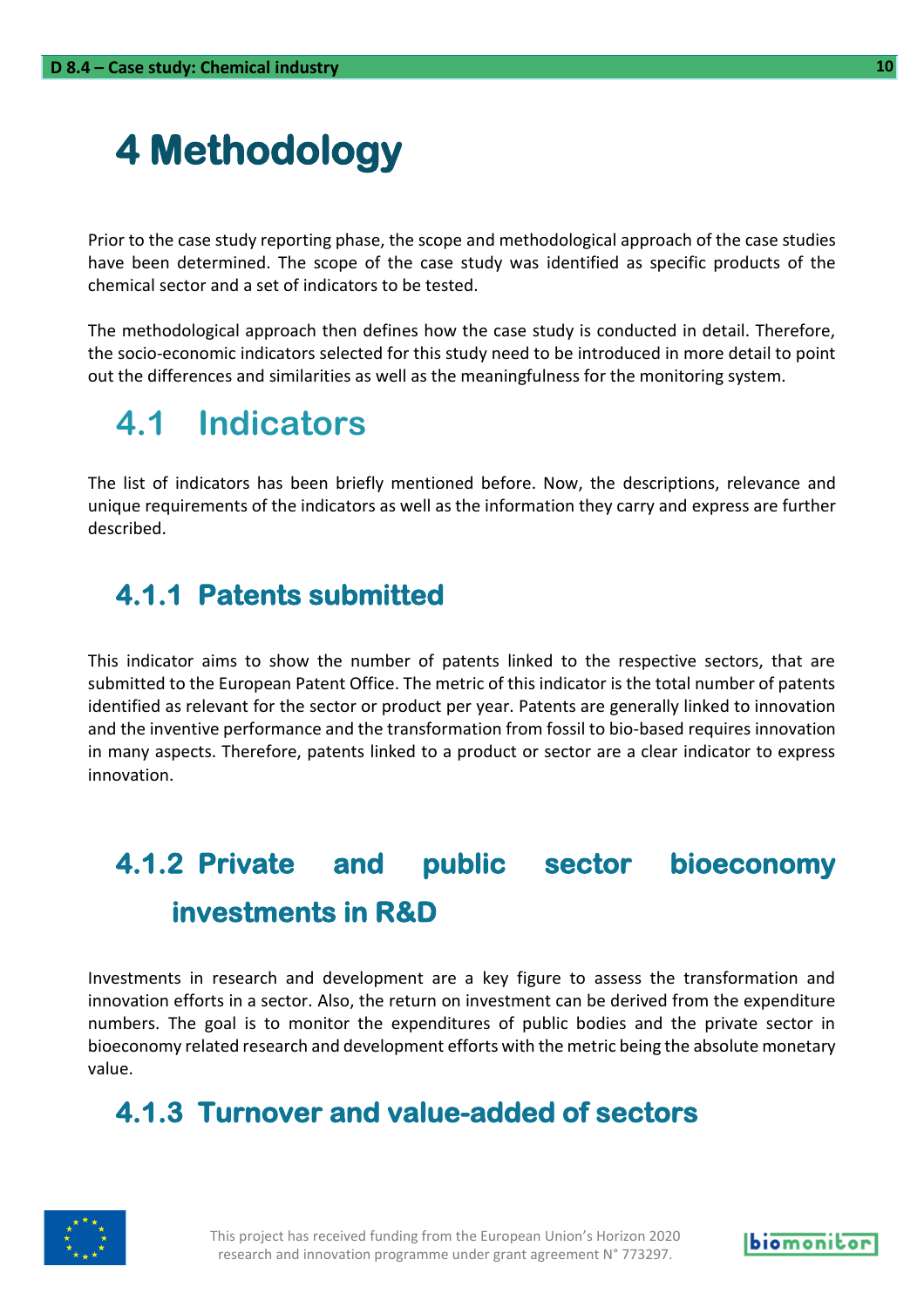# 4 Methodology

Prior to the case study reporting phase, the scope and methodological approach of the case studies have been determined. The scope of the case study was identified as specific products of the chemical sector and a set of indicators to be tested.

The methodological approach then defines how the case study is conducted in detail. Therefore, the socio-economic indicators selected for this study need to be introduced in more detail to point out the differences and similarities as well as the meaningfulness for the monitoring system.

## 4.1 Indicators

The list of indicators has been briefly mentioned before. Now, the descriptions, relevance and unique requirements of the indicators as well as the information they carry and express are further described.

### 4.1.1 Patents submitted

This indicator aims to show the number of patents linked to the respective sectors, that are submitted to the European Patent Office. The metric of this indicator is the total number of patents identified as relevant for the sector or product per year. Patents are generally linked to innovation and the inventive performance and the transformation from fossil to bio-based requires innovation in many aspects. Therefore, patents linked to a product or sector are a clear indicator to express innovation.

### 4.1.2 Private and public sector bioeconomy investments in R&D

Investments in research and development are a key figure to assess the transformation and innovation efforts in a sector. Also, the return on investment can be derived from the expenditure numbers. The goal is to monitor the expenditures of public bodies and the private sector in bioeconomy related research and development efforts with the metric being the absolute monetary value.

### 4.1.3 Turnover and value-added of sectors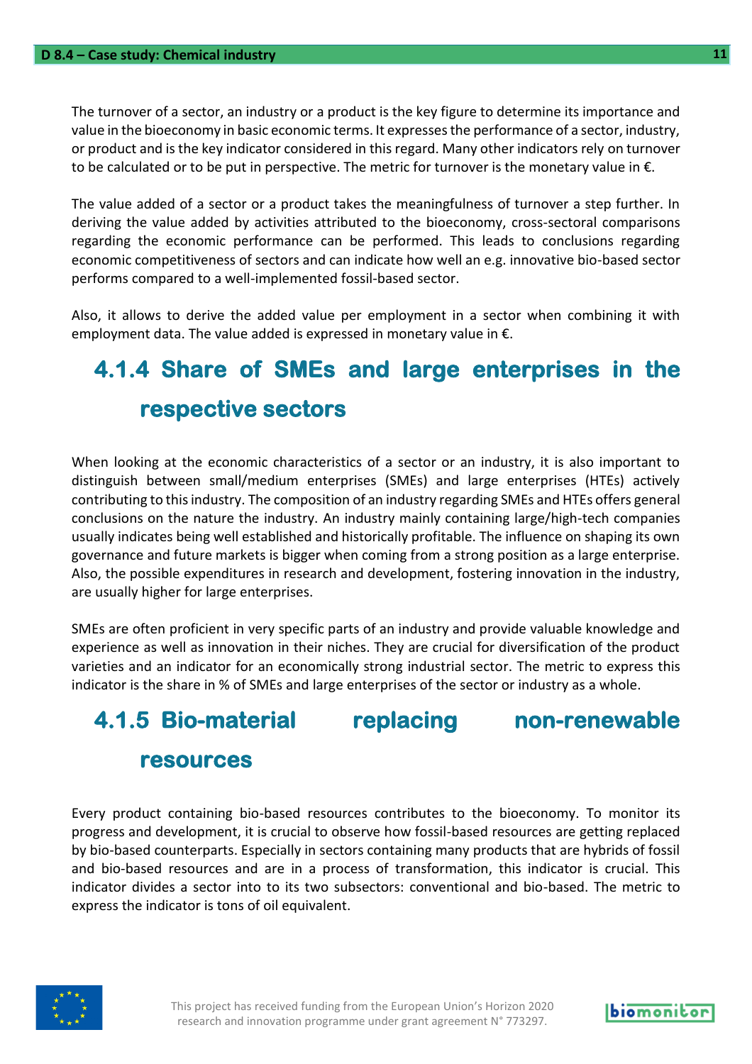The turnover of a sector, an industry or a product is the key figure to determine its importance and value in the bioeconomy in basic economic terms. It expresses the performance of a sector, industry, or product and is the key indicator considered in this regard. Many other indicators rely on turnover to be calculated or to be put in perspective. The metric for turnover is the monetary value in €.

The value added of a sector or a product takes the meaningfulness of turnover a step further. In deriving the value added by activities attributed to the bioeconomy, cross-sectoral comparisons regarding the economic performance can be performed. This leads to conclusions regarding economic competitiveness of sectors and can indicate how well an e.g. innovative bio-based sector performs compared to a well-implemented fossil-based sector.

Also, it allows to derive the added value per employment in a sector when combining it with employment data. The value added is expressed in monetary value in €.

### 4.1.4 Share of SMEs and large enterprises in the respective sectors

When looking at the economic characteristics of a sector or an industry, it is also important to distinguish between small/medium enterprises (SMEs) and large enterprises (HTEs) actively contributing to this industry. The composition of an industry regarding SMEs and HTEs offers general conclusions on the nature the industry. An industry mainly containing large/high-tech companies usually indicates being well established and historically profitable. The influence on shaping its own governance and future markets is bigger when coming from a strong position as a large enterprise. Also, the possible expenditures in research and development, fostering innovation in the industry, are usually higher for large enterprises.

SMEs are often proficient in very specific parts of an industry and provide valuable knowledge and experience as well as innovation in their niches. They are crucial for diversification of the product varieties and an indicator for an economically strong industrial sector. The metric to express this indicator is the share in % of SMEs and large enterprises of the sector or industry as a whole.

### 4.1.5 Bio-material replacing non-renewable resources

Every product containing bio-based resources contributes to the bioeconomy. To monitor its progress and development, it is crucial to observe how fossil-based resources are getting replaced by bio-based counterparts. Especially in sectors containing many products that are hybrids of fossil and bio-based resources and are in a process of transformation, this indicator is crucial. This indicator divides a sector into to its two subsectors: conventional and bio-based. The metric to express the indicator is tons of oil equivalent.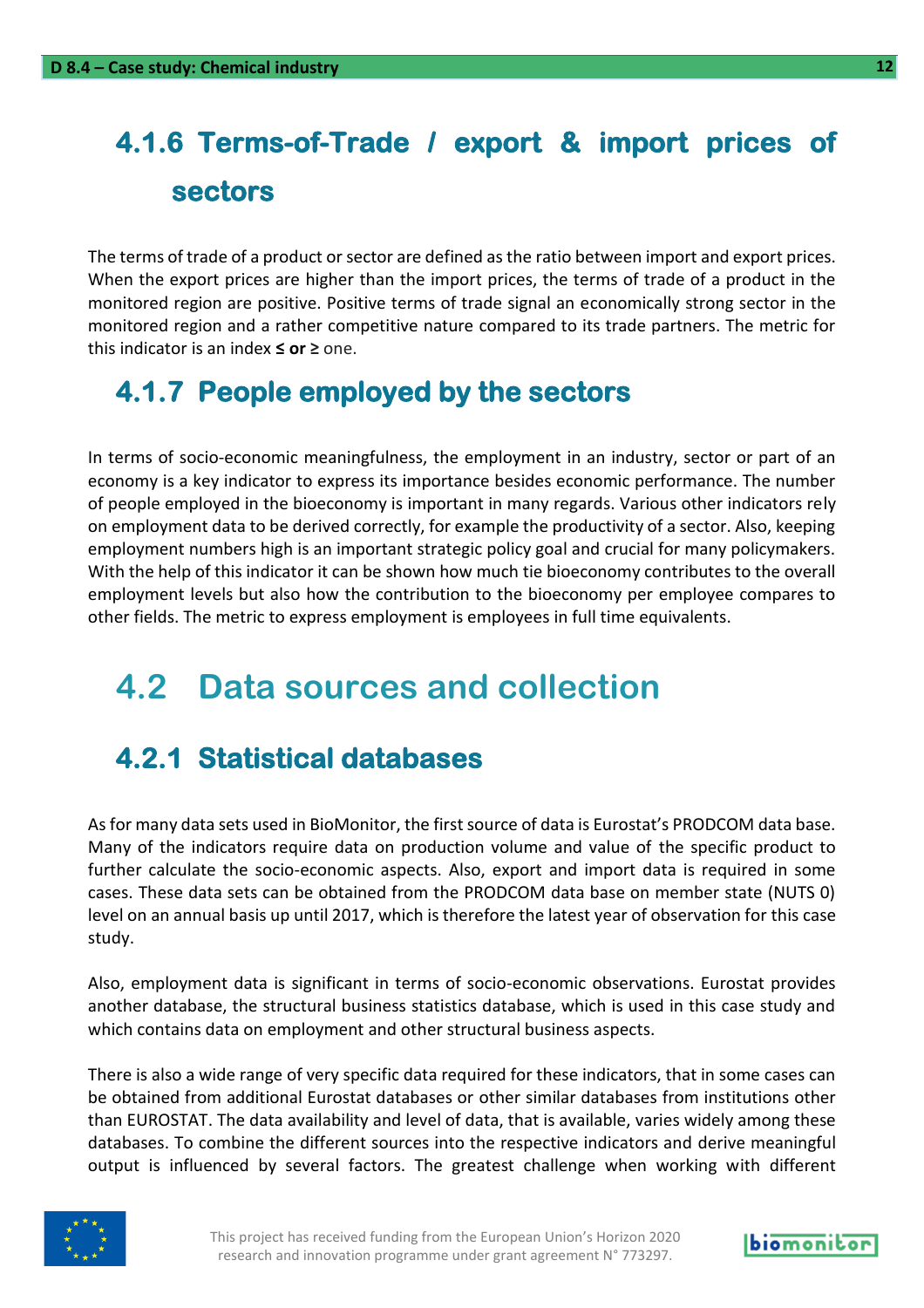### 4.1.6 Terms-of-Trade / export & import prices of sectors

The terms of trade of a product or sector are defined as the ratio between import and export prices. When the export prices are higher than the import prices, the terms of trade of a product in the monitored region are positive. Positive terms of trade signal an economically strong sector in the monitored region and a rather competitive nature compared to its trade partners. The metric for this indicator is an index **≤ or ≥** one.

### 4.1.7 People employed by the sectors

In terms of socio-economic meaningfulness, the employment in an industry, sector or part of an economy is a key indicator to express its importance besides economic performance. The number of people employed in the bioeconomy is important in many regards. Various other indicators rely on employment data to be derived correctly, for example the productivity of a sector. Also, keeping employment numbers high is an important strategic policy goal and crucial for many policymakers. With the help of this indicator it can be shown how much tie bioeconomy contributes to the overall employment levels but also how the contribution to the bioeconomy per employee compares to other fields. The metric to express employment is employees in full time equivalents.

## 4.2 Data sources and collection

### 4.2.1 Statistical databases

As for many data sets used in BioMonitor, the first source of data is Eurostat's PRODCOM data base. Many of the indicators require data on production volume and value of the specific product to further calculate the socio-economic aspects. Also, export and import data is required in some cases. These data sets can be obtained from the PRODCOM data base on member state (NUTS 0) level on an annual basis up until 2017, which is therefore the latest year of observation for this case study.

Also, employment data is significant in terms of socio-economic observations. Eurostat provides another database, the structural business statistics database, which is used in this case study and which contains data on employment and other structural business aspects.

There is also a wide range of very specific data required for these indicators, that in some cases can be obtained from additional Eurostat databases or other similar databases from institutions other than EUROSTAT. The data availability and level of data, that is available, varies widely among these databases. To combine the different sources into the respective indicators and derive meaningful output is influenced by several factors. The greatest challenge when working with different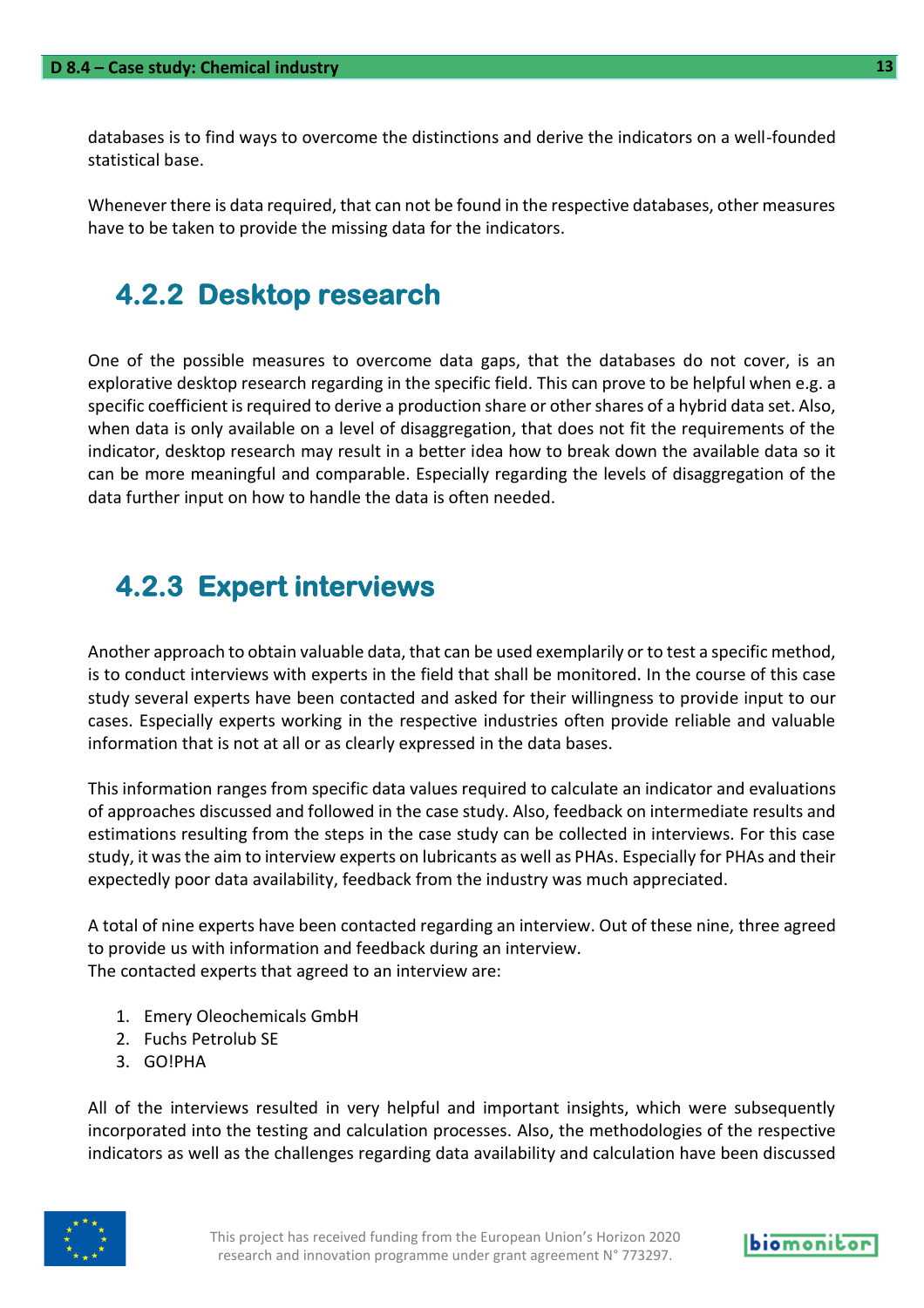databases is to find ways to overcome the distinctions and derive the indicators on a well-founded statistical base.

Whenever there is data required, that can not be found in the respective databases, other measures have to be taken to provide the missing data for the indicators.

### 4.2.2 Desktop research

One of the possible measures to overcome data gaps, that the databases do not cover, is an explorative desktop research regarding in the specific field. This can prove to be helpful when e.g. a specific coefficient is required to derive a production share or other shares of a hybrid data set. Also, when data is only available on a level of disaggregation, that does not fit the requirements of the indicator, desktop research may result in a better idea how to break down the available data so it can be more meaningful and comparable. Especially regarding the levels of disaggregation of the data further input on how to handle the data is often needed.

### 4.2.3 Expert interviews

Another approach to obtain valuable data, that can be used exemplarily or to test a specific method, is to conduct interviews with experts in the field that shall be monitored. In the course of this case study several experts have been contacted and asked for their willingness to provide input to our cases. Especially experts working in the respective industries often provide reliable and valuable information that is not at all or as clearly expressed in the data bases.

This information ranges from specific data values required to calculate an indicator and evaluations of approaches discussed and followed in the case study. Also, feedback on intermediate results and estimations resulting from the steps in the case study can be collected in interviews. For this case study, it was the aim to interview experts on lubricants as well as PHAs. Especially for PHAs and their expectedly poor data availability, feedback from the industry was much appreciated.

A total of nine experts have been contacted regarding an interview. Out of these nine, three agreed to provide us with information and feedback during an interview.
The contacted experts that agreed to an interview are:

1. Emery Oleochemicals GmbH
2. Fuchs Petrolub SE
3. GO!PHA

All of the interviews resulted in very helpful and important insights, which were subsequently incorporated into the testing and calculation processes. Also, the methodologies of the respective indicators as well as the challenges regarding data availability and calculation have been discussed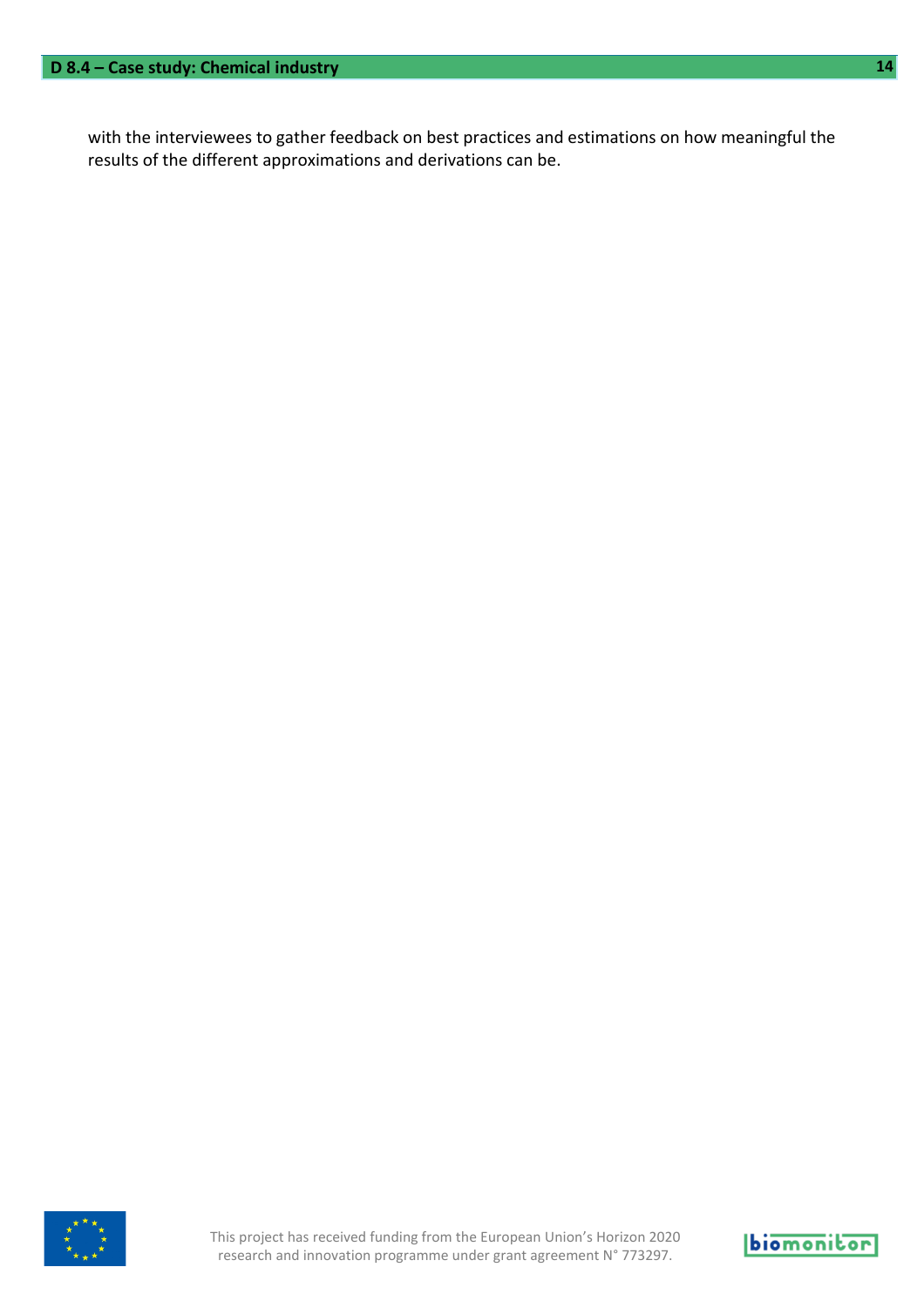with the interviewees to gather feedback on best practices and estimations on how meaningful the results of the different approximations and derivations can be.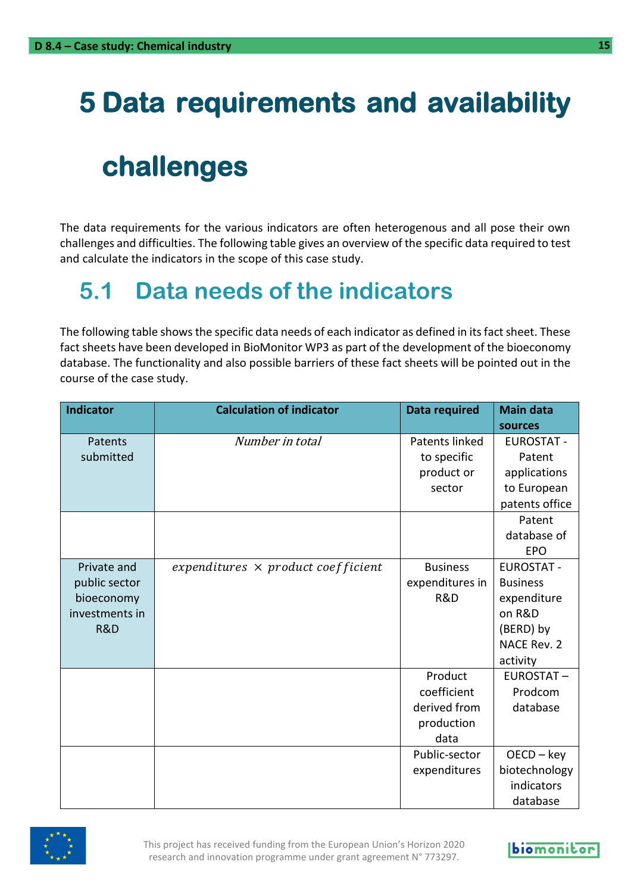# 5 Data requirements and availability challenges

The data requirements for the various indicators are often heterogenous and all pose their own challenges and difficulties. The following table gives an overview of the specific data required to test and calculate the indicators in the scope of this case study.

## 5.1 Data needs of the indicators

The following table shows the specific data needs of each indicator as defined in its fact sheet. These fact sheets have been developed in BioMonitor WP3 as part of the development of the bioeconomy database. The functionality and also possible barriers of these fact sheets will be pointed out in the course of the case study.

| Indicator | Calculation of indicator | Data required | Main data sources |
|---|---|---|---|
| Patents submitted | $Number\ in\ total$ | Patents linked to specific product or sector | EUROSTAT - Patent applications to European patents office |
| | | | Patent database of EPO |
| Private and public sector bioeconomy investments in R&D | $expenditures \times product\ coefficient$ | Business expenditures in R&D | EUROSTAT - Business expenditure on R&D (BERD) by NACE Rev. 2 activity |
| | | Product coefficient derived from production data | EUROSTAT – Prodcom database |
| | | Public-sector expenditures | OECD – key biotechnology indicators database |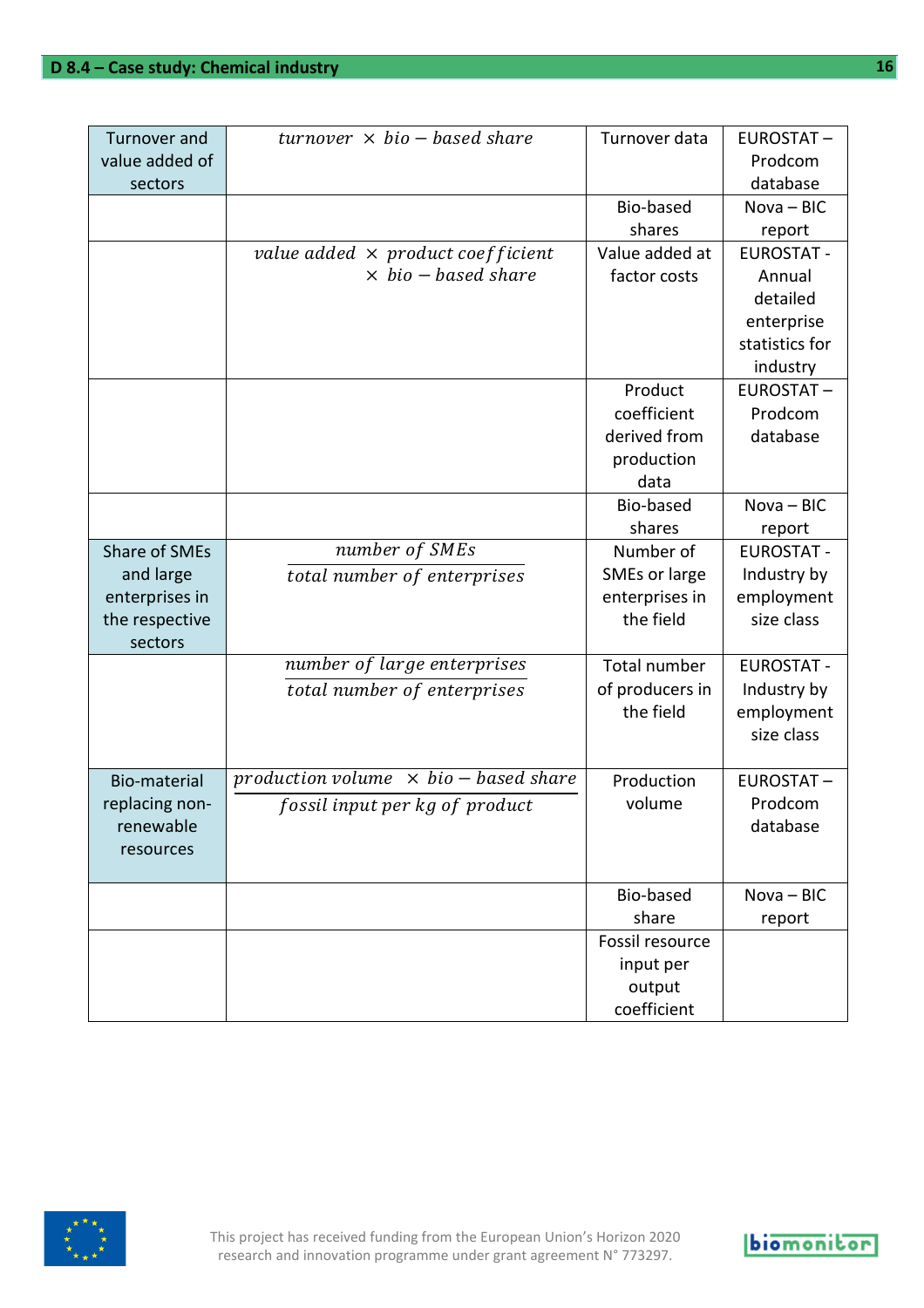| | | | |
|---|---|---|---|
| Turnover and value added of sectors | $turnover \times bio-based\ share$ | Turnover data | EUROSTAT – Prodcom database |
| | | Bio-based shares | Nova – BIC report |
| | $value\ added \times product\ coefficient \times bio-based\ share$ | Value added at factor costs | EUROSTAT - Annual detailed enterprise statistics for industry |
| | | Product coefficient derived from production data | EUROSTAT – Prodcom database |
| | | Bio-based shares | Nova – BIC report |
| Share of SMEs and large enterprises in the respective sectors | $\frac{number\ of\ SMEs}{total\ number\ of\ enterprises}$ | Number of SMEs or large enterprises in the field | EUROSTAT - Industry by employment size class |
| | $\frac{number\ of\ large\ enterprises}{total\ number\ of\ enterprises}$ | Total number of producers in the field | EUROSTAT - Industry by employment size class |
| Bio-material replacing non-renewable resources | $\frac{production\ volume \times bio-based\ share}{fossil\ input\ per\ kg\ of\ product}$ | Production volume | EUROSTAT – Prodcom database |
| | | Bio-based share | Nova – BIC report |
| | | Fossil resource input per output coefficient | |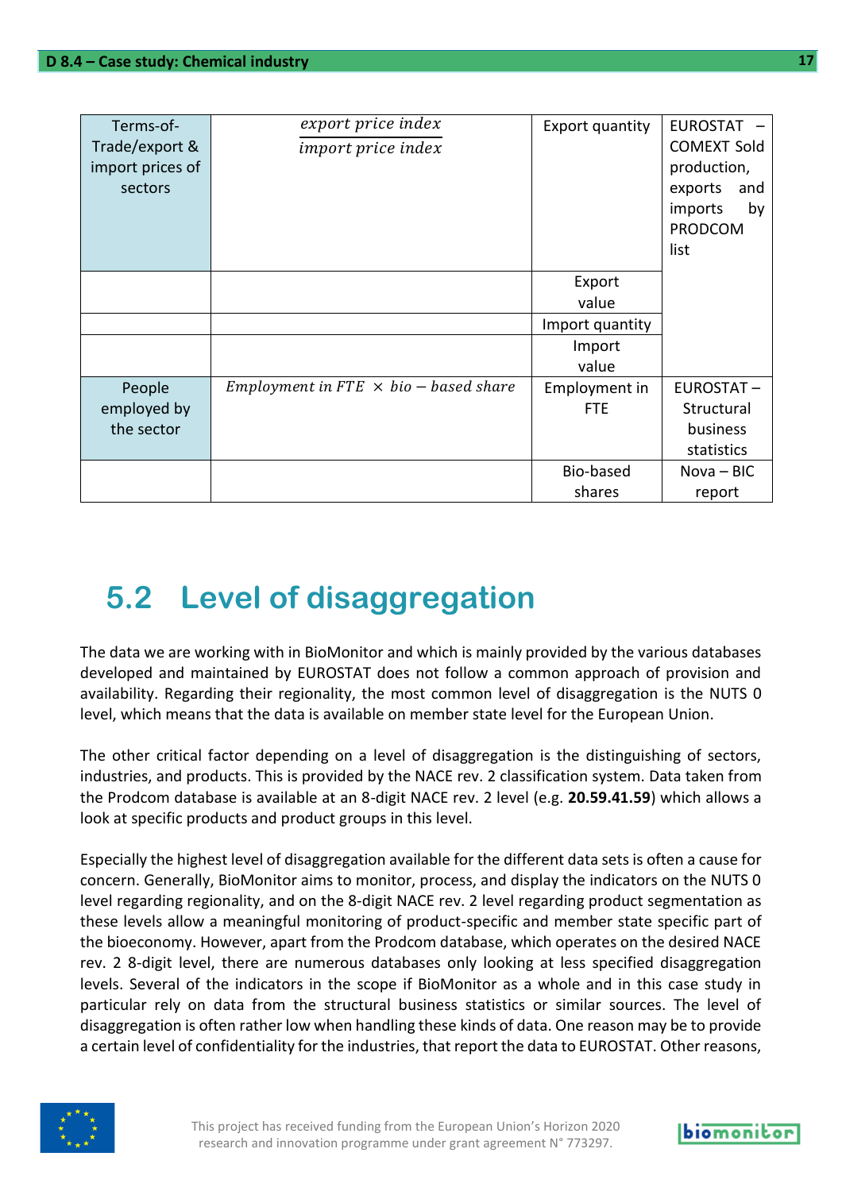| Terms-of-Trade/export & import prices of sectors | $\frac{export\ price\ index}{import\ price\ index}$ | Export quantity | EUROSTAT – COMEXT Sold production, exports and imports by PRODCOM list |
|---|---|---|---|
| | | Export value | |
| | | Import quantity | |
| | | Import value | |
| People employed by the sector | $Employment\ in\ FTE\ \times\ bio-based\ share$ | Employment in FTE | EUROSTAT – Structural business statistics |
| | | Bio-based shares | Nova – BIC report |

## 5.2 Level of disaggregation

The data we are working with in BioMonitor and which is mainly provided by the various databases developed and maintained by EUROSTAT does not follow a common approach of provision and availability. Regarding their regionality, the most common level of disaggregation is the NUTS 0 level, which means that the data is available on member state level for the European Union.

The other critical factor depending on a level of disaggregation is the distinguishing of sectors, industries, and products. This is provided by the NACE rev. 2 classification system. Data taken from the Prodcom database is available at an 8-digit NACE rev. 2 level (e.g. **20.59.41.59**) which allows a look at specific products and product groups in this level.

Especially the highest level of disaggregation available for the different data sets is often a cause for concern. Generally, BioMonitor aims to monitor, process, and display the indicators on the NUTS 0 level regarding regionality, and on the 8-digit NACE rev. 2 level regarding product segmentation as these levels allow a meaningful monitoring of product-specific and member state specific part of the bioeconomy. However, apart from the Prodcom database, which operates on the desired NACE rev. 2 8-digit level, there are numerous databases only looking at less specified disaggregation levels. Several of the indicators in the scope if BioMonitor as a whole and in this case study in particular rely on data from the structural business statistics or similar sources. The level of disaggregation is often rather low when handling these kinds of data. One reason may be to provide a certain level of confidentiality for the industries, that report the data to EUROSTAT. Other reasons,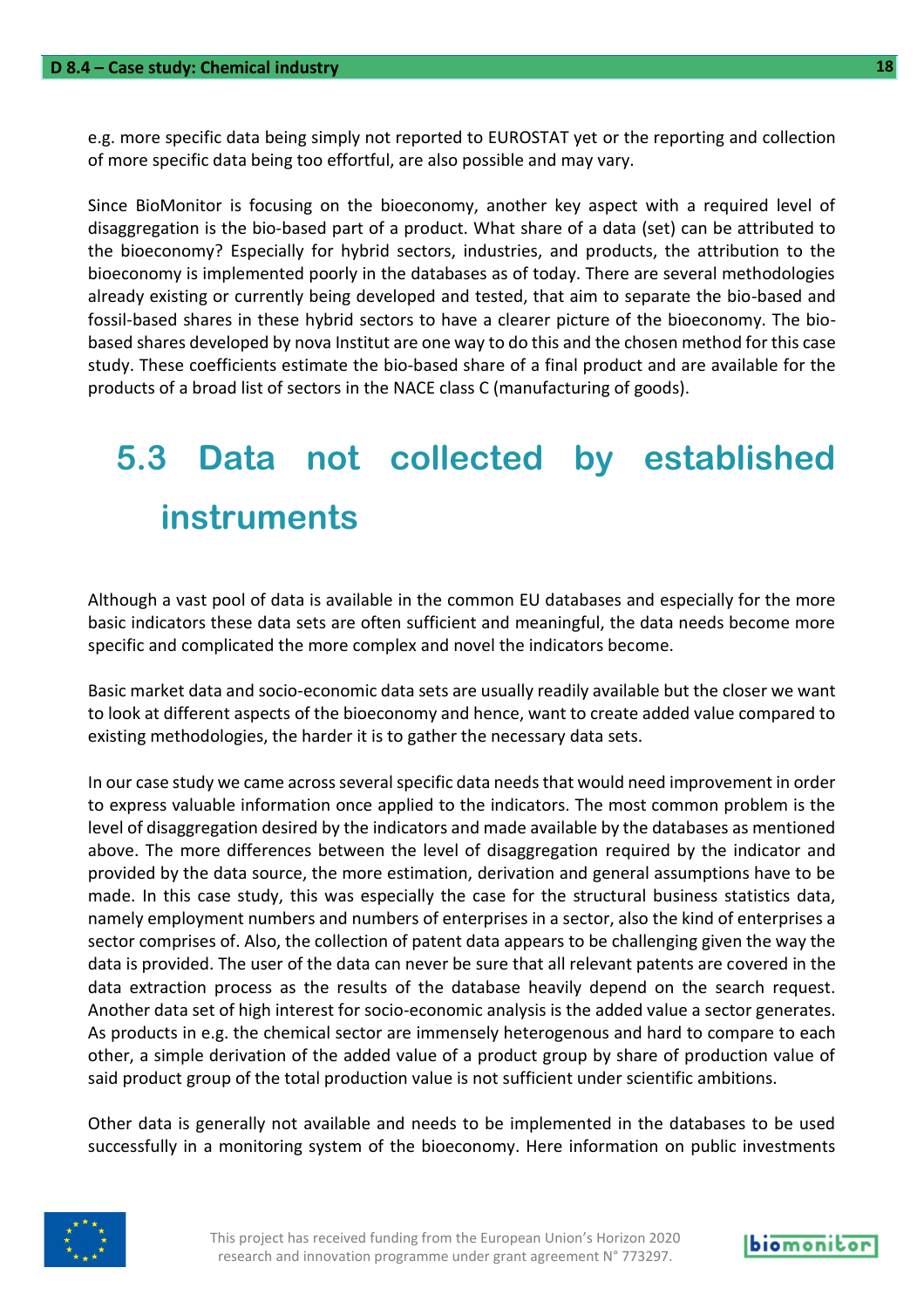e.g. more specific data being simply not reported to EUROSTAT yet or the reporting and collection of more specific data being too effortful, are also possible and may vary.

Since BioMonitor is focusing on the bioeconomy, another key aspect with a required level of disaggregation is the bio-based part of a product. What share of a data (set) can be attributed to the bioeconomy? Especially for hybrid sectors, industries, and products, the attribution to the bioeconomy is implemented poorly in the databases as of today. There are several methodologies already existing or currently being developed and tested, that aim to separate the bio-based and fossil-based shares in these hybrid sectors to have a clearer picture of the bioeconomy. The bio-based shares developed by nova Institut are one way to do this and the chosen method for this case study. These coefficients estimate the bio-based share of a final product and are available for the products of a broad list of sectors in the NACE class C (manufacturing of goods).

## 5.3 Data not collected by established instruments

Although a vast pool of data is available in the common EU databases and especially for the more basic indicators these data sets are often sufficient and meaningful, the data needs become more specific and complicated the more complex and novel the indicators become.

Basic market data and socio-economic data sets are usually readily available but the closer we want to look at different aspects of the bioeconomy and hence, want to create added value compared to existing methodologies, the harder it is to gather the necessary data sets.

In our case study we came across several specific data needs that would need improvement in order to express valuable information once applied to the indicators. The most common problem is the level of disaggregation desired by the indicators and made available by the databases as mentioned above. The more differences between the level of disaggregation required by the indicator and provided by the data source, the more estimation, derivation and general assumptions have to be made. In this case study, this was especially the case for the structural business statistics data, namely employment numbers and numbers of enterprises in a sector, also the kind of enterprises a sector comprises of. Also, the collection of patent data appears to be challenging given the way the data is provided. The user of the data can never be sure that all relevant patents are covered in the data extraction process as the results of the database heavily depend on the search request. Another data set of high interest for socio-economic analysis is the added value a sector generates. As products in e.g. the chemical sector are immensely heterogenous and hard to compare to each other, a simple derivation of the added value of a product group by share of production value of said product group of the total production value is not sufficient under scientific ambitions.

Other data is generally not available and needs to be implemented in the databases to be used successfully in a monitoring system of the bioeconomy. Here information on public investments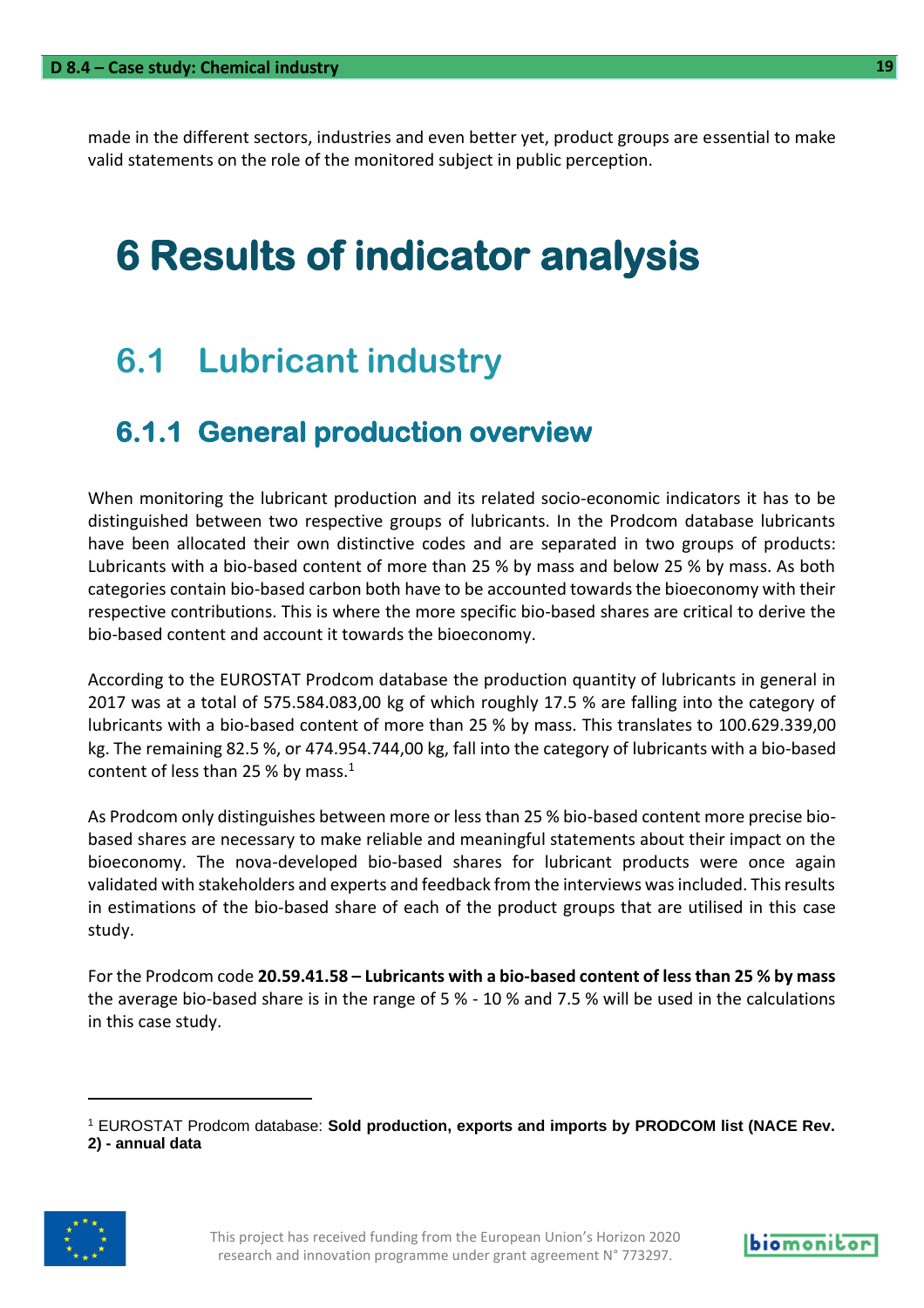made in the different sectors, industries and even better yet, product groups are essential to make valid statements on the role of the monitored subject in public perception.

# 6 Results of indicator analysis

## 6.1 Lubricant industry

### 6.1.1 General production overview

When monitoring the lubricant production and its related socio-economic indicators it has to be distinguished between two respective groups of lubricants. In the Prodcom database lubricants have been allocated their own distinctive codes and are separated in two groups of products: Lubricants with a bio-based content of more than 25 % by mass and below 25 % by mass. As both categories contain bio-based carbon both have to be accounted towards the bioeconomy with their respective contributions. This is where the more specific bio-based shares are critical to derive the bio-based content and account it towards the bioeconomy.

According to the EUROSTAT Prodcom database the production quantity of lubricants in general in 2017 was at a total of 575.584.083,00 kg of which roughly 17.5 % are falling into the category of lubricants with a bio-based content of more than 25 % by mass. This translates to 100.629.339,00 kg. The remaining 82.5 %, or 474.954.744,00 kg, fall into the category of lubricants with a bio-based content of less than 25 % by mass.[1]

As Prodcom only distinguishes between more or less than 25 % bio-based content more precise bio-based shares are necessary to make reliable and meaningful statements about their impact on the bioeconomy. The nova-developed bio-based shares for lubricant products were once again validated with stakeholders and experts and feedback from the interviews was included. This results in estimations of the bio-based share of each of the product groups that are utilised in this case study.

For the Prodcom code **20.59.41.58 – Lubricants with a bio-based content of less than 25 % by mass** the average bio-based share is in the range of 5 % - 10 % and 7.5 % will be used in the calculations in this case study.

[1] EUROSTAT Prodcom database: **Sold production, exports and imports by PRODCOM list (NACE Rev. 2) - annual data**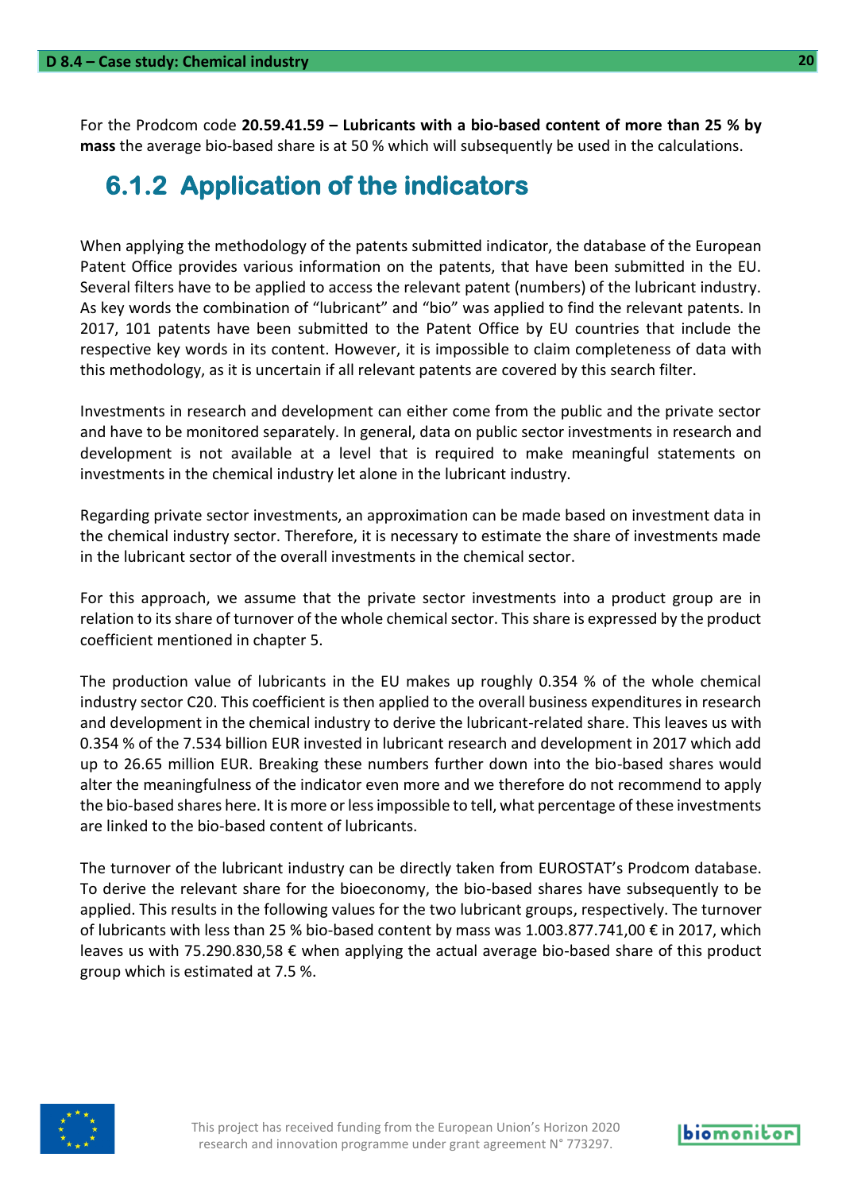For the Prodcom code **20.59.41.59 – Lubricants with a bio-based content of more than 25 % by mass** the average bio-based share is at 50 % which will subsequently be used in the calculations.

### 6.1.2 Application of the indicators

When applying the methodology of the patents submitted indicator, the database of the European Patent Office provides various information on the patents, that have been submitted in the EU. Several filters have to be applied to access the relevant patent (numbers) of the lubricant industry. As key words the combination of "lubricant" and "bio" was applied to find the relevant patents. In 2017, 101 patents have been submitted to the Patent Office by EU countries that include the respective key words in its content. However, it is impossible to claim completeness of data with this methodology, as it is uncertain if all relevant patents are covered by this search filter.

Investments in research and development can either come from the public and the private sector and have to be monitored separately. In general, data on public sector investments in research and development is not available at a level that is required to make meaningful statements on investments in the chemical industry let alone in the lubricant industry.

Regarding private sector investments, an approximation can be made based on investment data in the chemical industry sector. Therefore, it is necessary to estimate the share of investments made in the lubricant sector of the overall investments in the chemical sector.

For this approach, we assume that the private sector investments into a product group are in relation to its share of turnover of the whole chemical sector. This share is expressed by the product coefficient mentioned in chapter 5.

The production value of lubricants in the EU makes up roughly 0.354 % of the whole chemical industry sector C20. This coefficient is then applied to the overall business expenditures in research and development in the chemical industry to derive the lubricant-related share. This leaves us with 0.354 % of the 7.534 billion EUR invested in lubricant research and development in 2017 which add up to 26.65 million EUR. Breaking these numbers further down into the bio-based shares would alter the meaningfulness of the indicator even more and we therefore do not recommend to apply the bio-based shares here. It is more or less impossible to tell, what percentage of these investments are linked to the bio-based content of lubricants.

The turnover of the lubricant industry can be directly taken from EUROSTAT's Prodcom database. To derive the relevant share for the bioeconomy, the bio-based shares have subsequently to be applied. This results in the following values for the two lubricant groups, respectively. The turnover of lubricants with less than 25 % bio-based content by mass was 1.003.877.741,00 € in 2017, which leaves us with 75.290.830,58 € when applying the actual average bio-based share of this product group which is estimated at 7.5 %.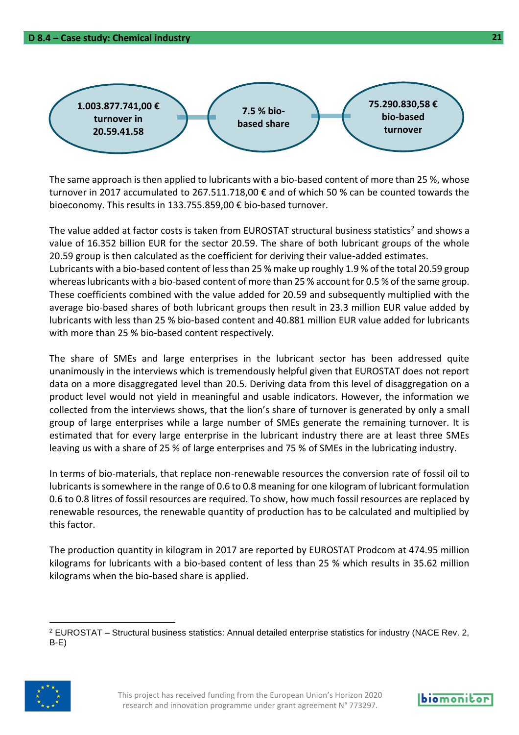1.003.877.741,00 € turnover in 20.59.41.58 → 7.5 % bio-based share → 75.290.830,58 € bio-based turnover

The same approach is then applied to lubricants with a bio-based content of more than 25 %, whose turnover in 2017 accumulated to 267.511.718,00 € and of which 50 % can be counted towards the bioeconomy. This results in 133.755.859,00 € bio-based turnover.

The value added at factor costs is taken from EUROSTAT structural business statistics[2] and shows a value of 16.352 billion EUR for the sector 20.59. The share of both lubricant groups of the whole 20.59 group is then calculated as the coefficient for deriving their value-added estimates.
Lubricants with a bio-based content of less than 25 % make up roughly 1.9 % of the total 20.59 group whereas lubricants with a bio-based content of more than 25 % account for 0.5 % of the same group. These coefficients combined with the value added for 20.59 and subsequently multiplied with the average bio-based shares of both lubricant groups then result in 23.3 million EUR value added by lubricants with less than 25 % bio-based content and 40.881 million EUR value added for lubricants with more than 25 % bio-based content respectively.

The share of SMEs and large enterprises in the lubricant sector has been addressed quite unanimously in the interviews which is tremendously helpful given that EUROSTAT does not report data on a more disaggregated level than 20.5. Deriving data from this level of disaggregation on a product level would not yield in meaningful and usable indicators. However, the information we collected from the interviews shows, that the lion's share of turnover is generated by only a small group of large enterprises while a large number of SMEs generate the remaining turnover. It is estimated that for every large enterprise in the lubricant industry there are at least three SMEs leaving us with a share of 25 % of large enterprises and 75 % of SMEs in the lubricating industry.

In terms of bio-materials, that replace non-renewable resources the conversion rate of fossil oil to lubricants is somewhere in the range of 0.6 to 0.8 meaning for one kilogram of lubricant formulation 0.6 to 0.8 litres of fossil resources are required. To show, how much fossil resources are replaced by renewable resources, the renewable quantity of production has to be calculated and multiplied by this factor.

The production quantity in kilogram in 2017 are reported by EUROSTAT Prodcom at 474.95 million kilograms for lubricants with a bio-based content of less than 25 % which results in 35.62 million kilograms when the bio-based share is applied.

[2] EUROSTAT – Structural business statistics: Annual detailed enterprise statistics for industry (NACE Rev. 2, B-E)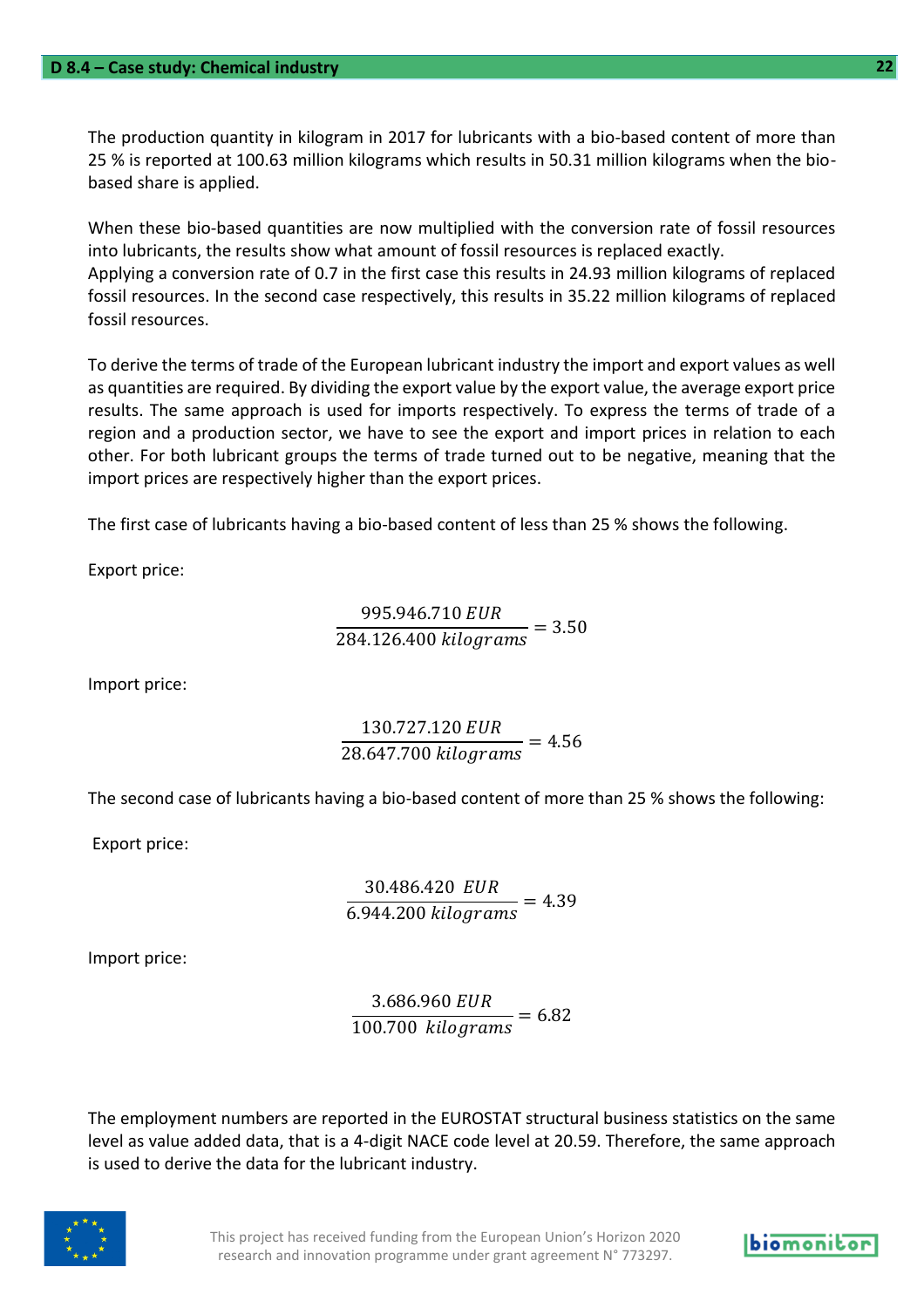The production quantity in kilogram in 2017 for lubricants with a bio-based content of more than 25 % is reported at 100.63 million kilograms which results in 50.31 million kilograms when the bio-based share is applied.

When these bio-based quantities are now multiplied with the conversion rate of fossil resources into lubricants, the results show what amount of fossil resources is replaced exactly.
Applying a conversion rate of 0.7 in the first case this results in 24.93 million kilograms of replaced fossil resources. In the second case respectively, this results in 35.22 million kilograms of replaced fossil resources.

To derive the terms of trade of the European lubricant industry the import and export values as well as quantities are required. By dividing the export value by the export value, the average export price results. The same approach is used for imports respectively. To express the terms of trade of a region and a production sector, we have to see the export and import prices in relation to each other. For both lubricant groups the terms of trade turned out to be negative, meaning that the import prices are respectively higher than the export prices.

The first case of lubricants having a bio-based content of less than 25 % shows the following.

Export price:

$$\frac{995.946.710 \, EUR}{284.126.400 \, kilograms} = 3.50$$

Import price:

$$\frac{130.727.120 \, EUR}{28.647.700 \, kilograms} = 4.56$$

The second case of lubricants having a bio-based content of more than 25 % shows the following:

Export price:

$$\frac{30.486.420 \; EUR}{6.944.200 \, kilograms} = 4.39$$

Import price:

$$\frac{3.686.960 \, EUR}{100.700 \; kilograms} = 6.82$$

The employment numbers are reported in the EUROSTAT structural business statistics on the same level as value added data, that is a 4-digit NACE code level at 20.59. Therefore, the same approach is used to derive the data for the lubricant industry.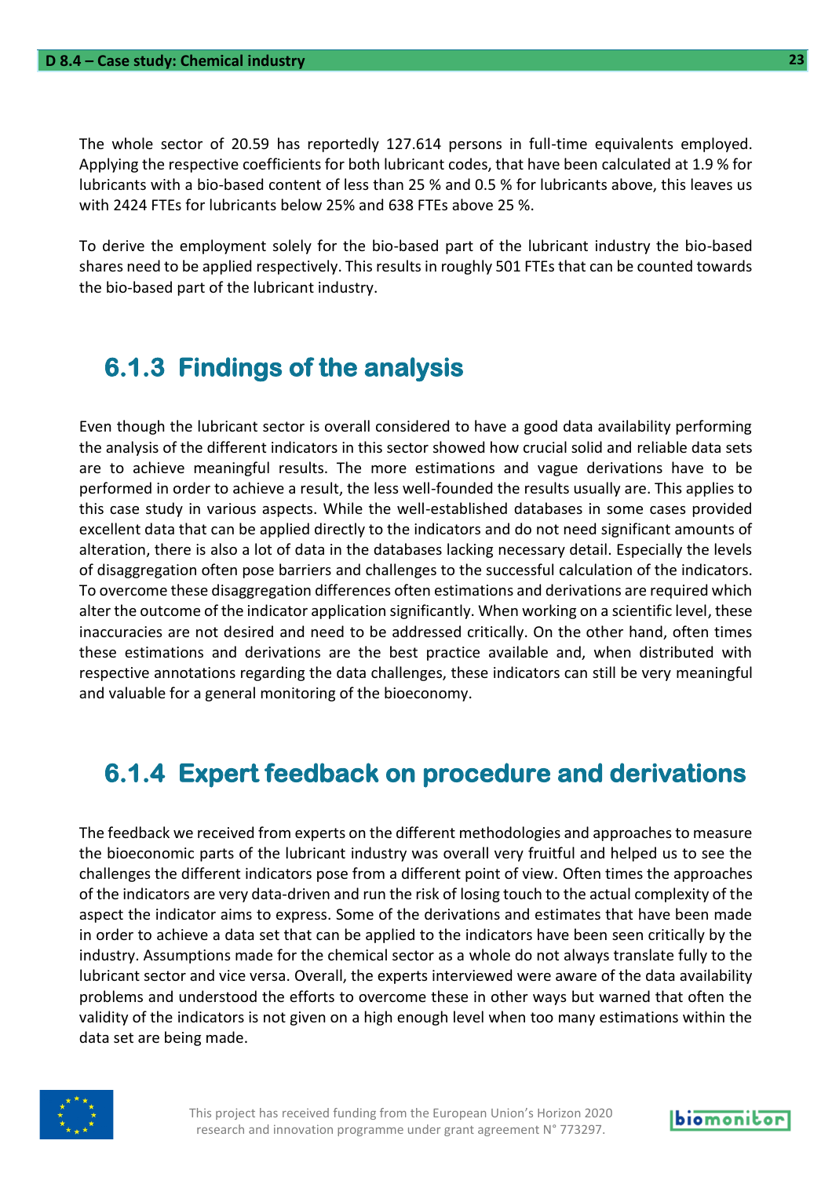The whole sector of 20.59 has reportedly 127.614 persons in full-time equivalents employed. Applying the respective coefficients for both lubricant codes, that have been calculated at 1.9 % for lubricants with a bio-based content of less than 25 % and 0.5 % for lubricants above, this leaves us with 2424 FTEs for lubricants below 25% and 638 FTEs above 25 %.

To derive the employment solely for the bio-based part of the lubricant industry the bio-based shares need to be applied respectively. This results in roughly 501 FTEs that can be counted towards the bio-based part of the lubricant industry.

### 6.1.3 Findings of the analysis

Even though the lubricant sector is overall considered to have a good data availability performing the analysis of the different indicators in this sector showed how crucial solid and reliable data sets are to achieve meaningful results. The more estimations and vague derivations have to be performed in order to achieve a result, the less well-founded the results usually are. This applies to this case study in various aspects. While the well-established databases in some cases provided excellent data that can be applied directly to the indicators and do not need significant amounts of alteration, there is also a lot of data in the databases lacking necessary detail. Especially the levels of disaggregation often pose barriers and challenges to the successful calculation of the indicators. To overcome these disaggregation differences often estimations and derivations are required which alter the outcome of the indicator application significantly. When working on a scientific level, these inaccuracies are not desired and need to be addressed critically. On the other hand, often times these estimations and derivations are the best practice available and, when distributed with respective annotations regarding the data challenges, these indicators can still be very meaningful and valuable for a general monitoring of the bioeconomy.

### 6.1.4 Expert feedback on procedure and derivations

The feedback we received from experts on the different methodologies and approaches to measure the bioeconomic parts of the lubricant industry was overall very fruitful and helped us to see the challenges the different indicators pose from a different point of view. Often times the approaches of the indicators are very data-driven and run the risk of losing touch to the actual complexity of the aspect the indicator aims to express. Some of the derivations and estimates that have been made in order to achieve a data set that can be applied to the indicators have been seen critically by the industry. Assumptions made for the chemical sector as a whole do not always translate fully to the lubricant sector and vice versa. Overall, the experts interviewed were aware of the data availability problems and understood the efforts to overcome these in other ways but warned that often the validity of the indicators is not given on a high enough level when too many estimations within the data set are being made.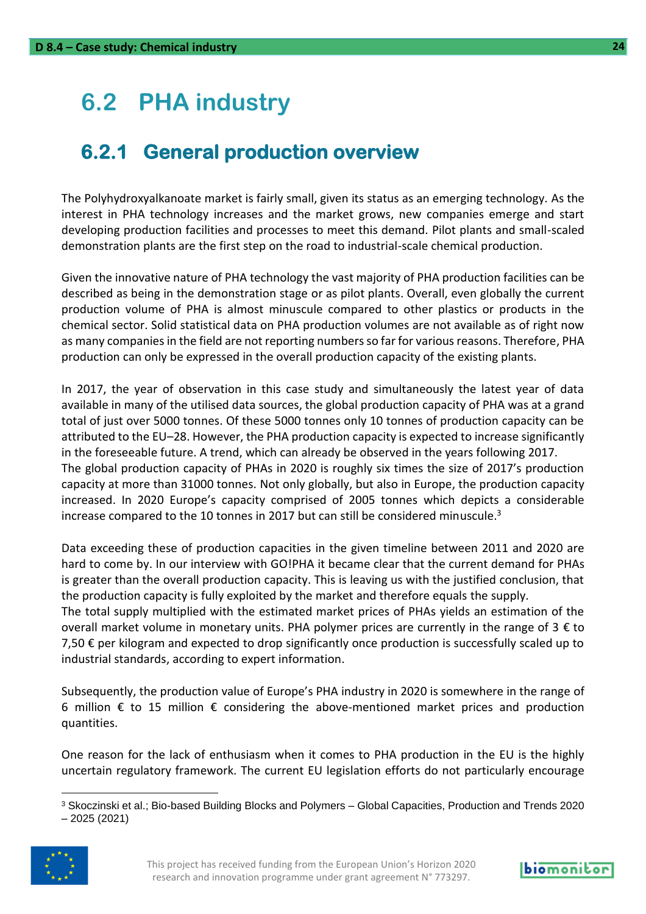## 6.2 PHA industry

### 6.2.1 General production overview

The Polyhydroxyalkanoate market is fairly small, given its status as an emerging technology. As the interest in PHA technology increases and the market grows, new companies emerge and start developing production facilities and processes to meet this demand. Pilot plants and small-scaled demonstration plants are the first step on the road to industrial-scale chemical production.

Given the innovative nature of PHA technology the vast majority of PHA production facilities can be described as being in the demonstration stage or as pilot plants. Overall, even globally the current production volume of PHA is almost minuscule compared to other plastics or products in the chemical sector. Solid statistical data on PHA production volumes are not available as of right now as many companies in the field are not reporting numbers so far for various reasons. Therefore, PHA production can only be expressed in the overall production capacity of the existing plants.

In 2017, the year of observation in this case study and simultaneously the latest year of data available in many of the utilised data sources, the global production capacity of PHA was at a grand total of just over 5000 tonnes. Of these 5000 tonnes only 10 tonnes of production capacity can be attributed to the EU–28. However, the PHA production capacity is expected to increase significantly in the foreseeable future. A trend, which can already be observed in the years following 2017.
The global production capacity of PHAs in 2020 is roughly six times the size of 2017's production capacity at more than 31000 tonnes. Not only globally, but also in Europe, the production capacity increased. In 2020 Europe's capacity comprised of 2005 tonnes which depicts a considerable increase compared to the 10 tonnes in 2017 but can still be considered minuscule.[3]

Data exceeding these of production capacities in the given timeline between 2011 and 2020 are hard to come by. In our interview with GO!PHA it became clear that the current demand for PHAs is greater than the overall production capacity. This is leaving us with the justified conclusion, that the production capacity is fully exploited by the market and therefore equals the supply.
The total supply multiplied with the estimated market prices of PHAs yields an estimation of the overall market volume in monetary units. PHA polymer prices are currently in the range of 3 € to 7,50 € per kilogram and expected to drop significantly once production is successfully scaled up to industrial standards, according to expert information.

Subsequently, the production value of Europe's PHA industry in 2020 is somewhere in the range of 6 million € to 15 million € considering the above-mentioned market prices and production quantities.

One reason for the lack of enthusiasm when it comes to PHA production in the EU is the highly uncertain regulatory framework. The current EU legislation efforts do not particularly encourage

[3] Skoczinski et al.; Bio-based Building Blocks and Polymers – Global Capacities, Production and Trends 2020 – 2025 (2021)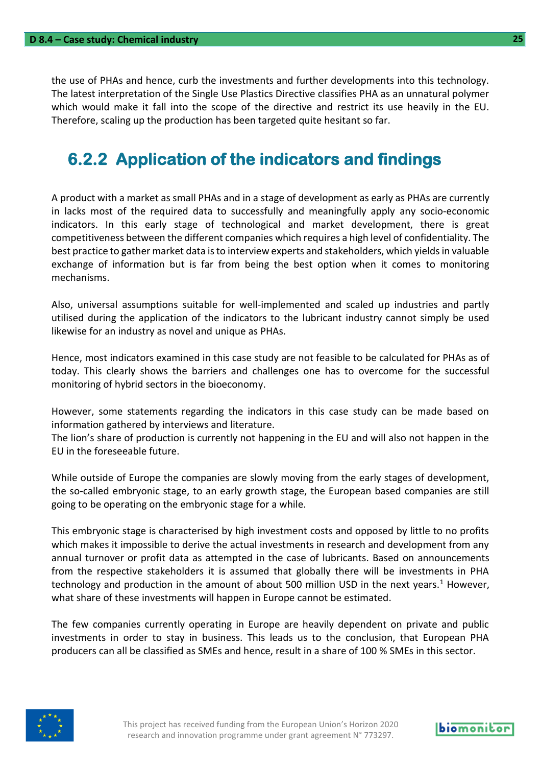the use of PHAs and hence, curb the investments and further developments into this technology. The latest interpretation of the Single Use Plastics Directive classifies PHA as an unnatural polymer which would make it fall into the scope of the directive and restrict its use heavily in the EU. Therefore, scaling up the production has been targeted quite hesitant so far.

## 6.2.2 Application of the indicators and findings

A product with a market as small PHAs and in a stage of development as early as PHAs are currently in lacks most of the required data to successfully and meaningfully apply any socio-economic indicators. In this early stage of technological and market development, there is great competitiveness between the different companies which requires a high level of confidentiality. The best practice to gather market data is to interview experts and stakeholders, which yields in valuable exchange of information but is far from being the best option when it comes to monitoring mechanisms.

Also, universal assumptions suitable for well-implemented and scaled up industries and partly utilised during the application of the indicators to the lubricant industry cannot simply be used likewise for an industry as novel and unique as PHAs.

Hence, most indicators examined in this case study are not feasible to be calculated for PHAs as of today. This clearly shows the barriers and challenges one has to overcome for the successful monitoring of hybrid sectors in the bioeconomy.

However, some statements regarding the indicators in this case study can be made based on information gathered by interviews and literature.
The lion's share of production is currently not happening in the EU and will also not happen in the EU in the foreseeable future.

While outside of Europe the companies are slowly moving from the early stages of development, the so-called embryonic stage, to an early growth stage, the European based companies are still going to be operating on the embryonic stage for a while.

This embryonic stage is characterised by high investment costs and opposed by little to no profits which makes it impossible to derive the actual investments in research and development from any annual turnover or profit data as attempted in the case of lubricants. Based on announcements from the respective stakeholders it is assumed that globally there will be investments in PHA technology and production in the amount of about 500 million USD in the next years.[1] However, what share of these investments will happen in Europe cannot be estimated.

The few companies currently operating in Europe are heavily dependent on private and public investments in order to stay in business. This leads us to the conclusion, that European PHA producers can all be classified as SMEs and hence, result in a share of 100 % SMEs in this sector.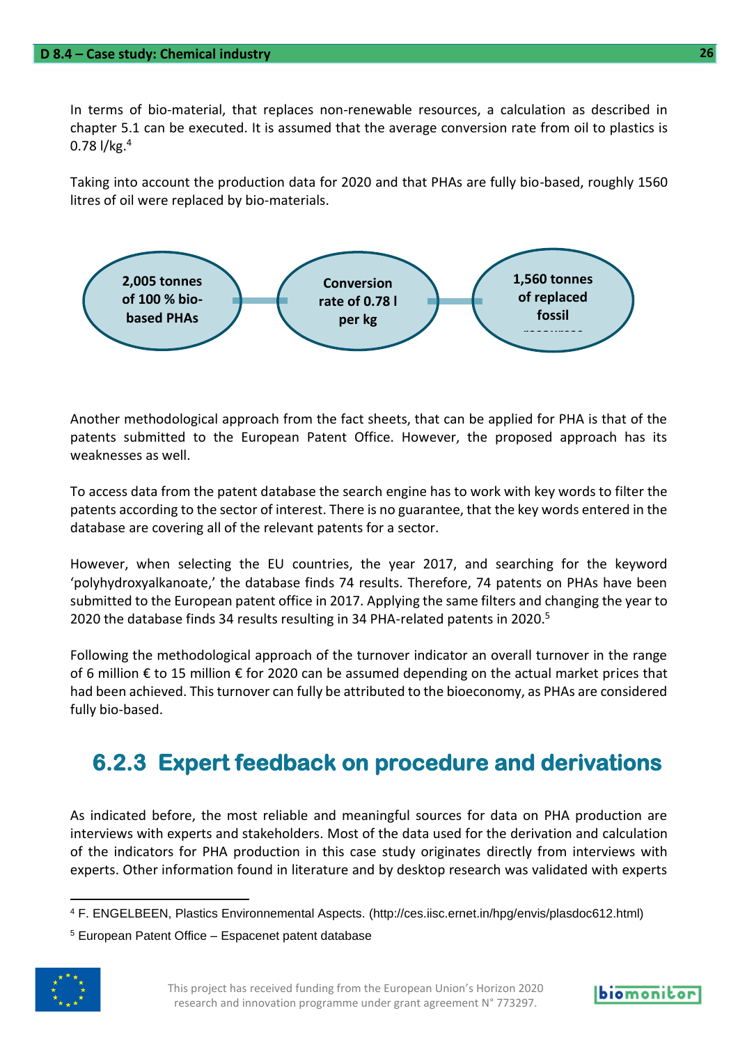In terms of bio-material, that replaces non-renewable resources, a calculation as described in chapter 5.1 can be executed. It is assumed that the average conversion rate from oil to plastics is 0.78 l/kg.[4]

Taking into account the production data for 2020 and that PHAs are fully bio-based, roughly 1560 litres of oil were replaced by bio-materials.

**2,005 tonnes of 100 % bio-based PHAs** — **Conversion rate of 0.78 l per kg** — **1,560 tonnes of replaced fossil resources**

Another methodological approach from the fact sheets, that can be applied for PHA is that of the patents submitted to the European Patent Office. However, the proposed approach has its weaknesses as well.

To access data from the patent database the search engine has to work with key words to filter the patents according to the sector of interest. There is no guarantee, that the key words entered in the database are covering all of the relevant patents for a sector.

However, when selecting the EU countries, the year 2017, and searching for the keyword 'polyhydroxyalkanoate,' the database finds 74 results. Therefore, 74 patents on PHAs have been submitted to the European patent office in 2017. Applying the same filters and changing the year to 2020 the database finds 34 results resulting in 34 PHA-related patents in 2020.[5]

Following the methodological approach of the turnover indicator an overall turnover in the range of 6 million € to 15 million € for 2020 can be assumed depending on the actual market prices that had been achieved. This turnover can fully be attributed to the bioeconomy, as PHAs are considered fully bio-based.

## 6.2.3 Expert feedback on procedure and derivations

As indicated before, the most reliable and meaningful sources for data on PHA production are interviews with experts and stakeholders. Most of the data used for the derivation and calculation of the indicators for PHA production in this case study originates directly from interviews with experts. Other information found in literature and by desktop research was validated with experts

---

[4] F. ENGELBEEN, Plastics Environnemental Aspects. (http://ces.iisc.ernet.in/hpg/envis/plasdoc612.html)

[5] European Patent Office – Espacenet patent database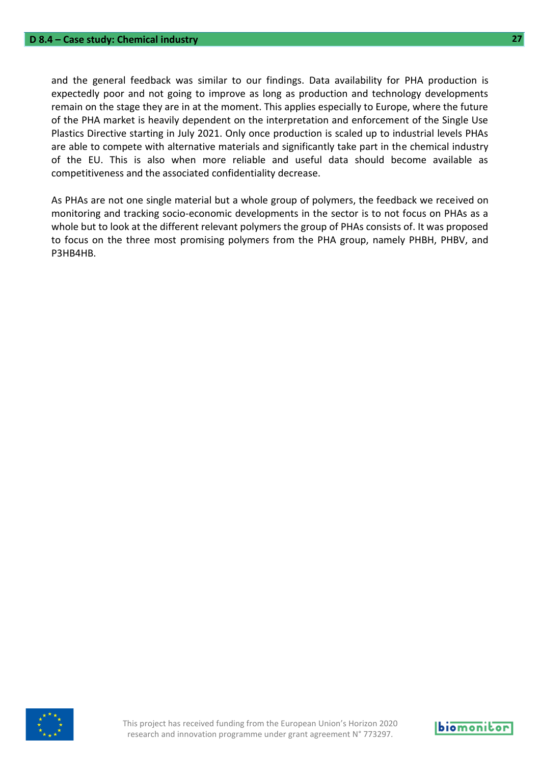and the general feedback was similar to our findings. Data availability for PHA production is expectedly poor and not going to improve as long as production and technology developments remain on the stage they are in at the moment. This applies especially to Europe, where the future of the PHA market is heavily dependent on the interpretation and enforcement of the Single Use Plastics Directive starting in July 2021. Only once production is scaled up to industrial levels PHAs are able to compete with alternative materials and significantly take part in the chemical industry of the EU. This is also when more reliable and useful data should become available as competitiveness and the associated confidentiality decrease.

As PHAs are not one single material but a whole group of polymers, the feedback we received on monitoring and tracking socio-economic developments in the sector is to not focus on PHAs as a whole but to look at the different relevant polymers the group of PHAs consists of. It was proposed to focus on the three most promising polymers from the PHA group, namely PHBH, PHBV, and P3HB4HB.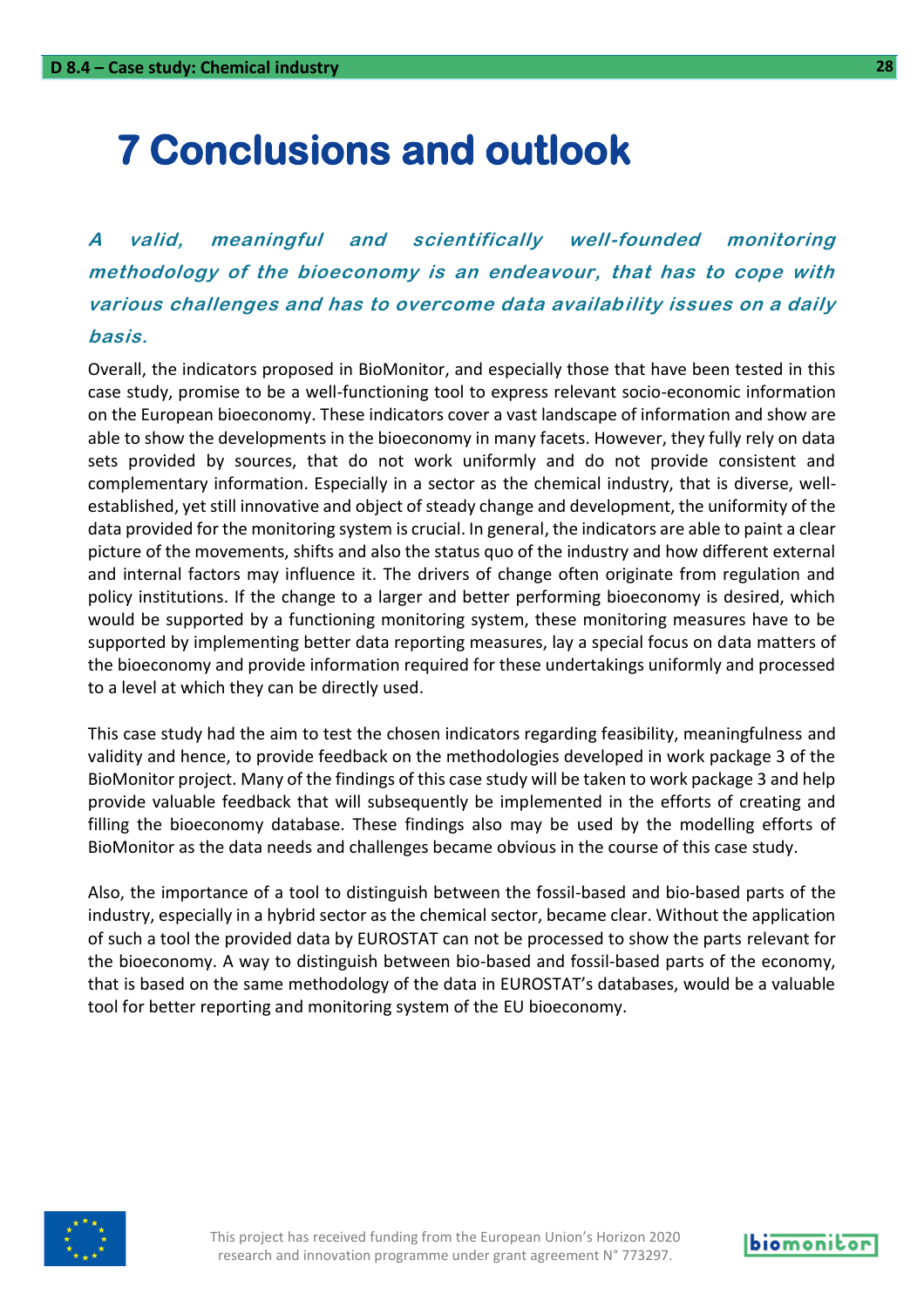# 7 Conclusions and outlook

***A valid, meaningful and scientifically well-founded monitoring methodology of the bioeconomy is an endeavour, that has to cope with various challenges and has to overcome data availability issues on a daily basis.***

Overall, the indicators proposed in BioMonitor, and especially those that have been tested in this case study, promise to be a well-functioning tool to express relevant socio-economic information on the European bioeconomy. These indicators cover a vast landscape of information and show are able to show the developments in the bioeconomy in many facets. However, they fully rely on data sets provided by sources, that do not work uniformly and do not provide consistent and complementary information. Especially in a sector as the chemical industry, that is diverse, well-established, yet still innovative and object of steady change and development, the uniformity of the data provided for the monitoring system is crucial. In general, the indicators are able to paint a clear picture of the movements, shifts and also the status quo of the industry and how different external and internal factors may influence it. The drivers of change often originate from regulation and policy institutions. If the change to a larger and better performing bioeconomy is desired, which would be supported by a functioning monitoring system, these monitoring measures have to be supported by implementing better data reporting measures, lay a special focus on data matters of the bioeconomy and provide information required for these undertakings uniformly and processed to a level at which they can be directly used.

This case study had the aim to test the chosen indicators regarding feasibility, meaningfulness and validity and hence, to provide feedback on the methodologies developed in work package 3 of the BioMonitor project. Many of the findings of this case study will be taken to work package 3 and help provide valuable feedback that will subsequently be implemented in the efforts of creating and filling the bioeconomy database. These findings also may be used by the modelling efforts of BioMonitor as the data needs and challenges became obvious in the course of this case study.

Also, the importance of a tool to distinguish between the fossil-based and bio-based parts of the industry, especially in a hybrid sector as the chemical sector, became clear. Without the application of such a tool the provided data by EUROSTAT can not be processed to show the parts relevant for the bioeconomy. A way to distinguish between bio-based and fossil-based parts of the economy, that is based on the same methodology of the data in EUROSTAT's databases, would be a valuable tool for better reporting and monitoring system of the EU bioeconomy.